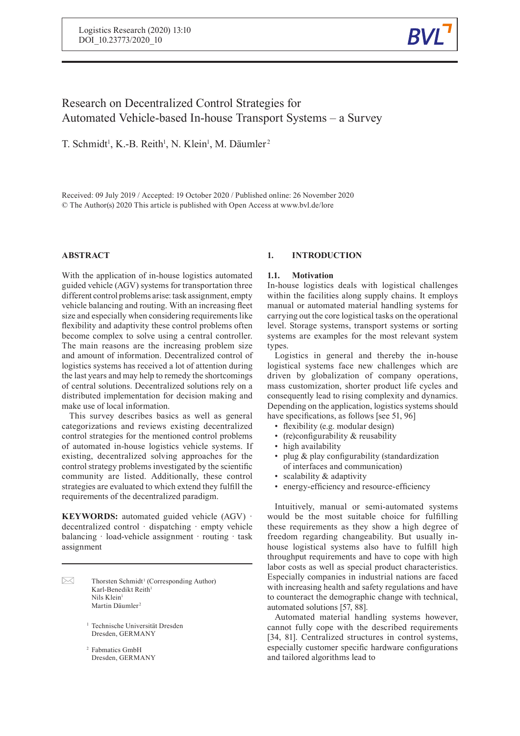# Research on Decentralized Control Strategies for Automated Vehicle-based In-house Transport Systems – a Survey

T. Schmidt[1], K.-B. Reith[1], N. Klein[1], M. Däumler[2]

Received: 09 July 2019 / Accepted: 19 October 2020 / Published online: 26 November 2020
© The Author(s) 2020 This article is published with Open Access at www.bvl.de/lore

## ABSTRACT

With the application of in-house logistics automated guided vehicle (AGV) systems for transportation three different control problems arise: task assignment, empty vehicle balancing and routing. With an increasing fleet size and especially when considering requirements like flexibility and adaptivity these control problems often become complex to solve using a central controller. The main reasons are the increasing problem size and amount of information. Decentralized control of logistics systems has received a lot of attention during the last years and may help to remedy the shortcomings of central solutions. Decentralized solutions rely on a distributed implementation for decision making and make use of local information.

This survey describes basics as well as general categorizations and reviews existing decentralized control strategies for the mentioned control problems of automated in-house logistics vehicle systems. If existing, decentralized solving approaches for the control strategy problems investigated by the scientific community are listed. Additionally, these control strategies are evaluated to which extend they fulfill the requirements of the decentralized paradigm.

**KEYWORDS:** automated guided vehicle (AGV) · decentralized control · dispatching · empty vehicle balancing · load-vehicle assignment · routing · task assignment

---

Thorsten Schmidt[1] (Corresponding Author)
Karl-Benedikt Reith[1]
Nils Klein[1]
Martin Däumler[2]

[1] Technische Universität Dresden
Dresden, GERMANY

[2] Fabmatics GmbH
Dresden, GERMANY

## 1. INTRODUCTION

### 1.1. Motivation

In-house logistics deals with logistical challenges within the facilities along supply chains. It employs manual or automated material handling systems for carrying out the core logistical tasks on the operational level. Storage systems, transport systems or sorting systems are examples for the most relevant system types.

Logistics in general and thereby the in-house logistical systems face new challenges which are driven by globalization of company operations, mass customization, shorter product life cycles and consequently lead to rising complexity and dynamics. Depending on the application, logistics systems should have specifications, as follows [see 51, 96]

- flexibility (e.g. modular design)
- (re)configurability & reusability
- high availability
- plug & play configurability (standardization of interfaces and communication)
- scalability & adaptivity
- energy-efficiency and resource-efficiency

Intuitively, manual or semi-automated systems would be the most suitable choice for fulfilling these requirements as they show a high degree of freedom regarding changeability. But usually in-house logistical systems also have to fulfill high throughput requirements and have to cope with high labor costs as well as special product characteristics. Especially companies in industrial nations are faced with increasing health and safety regulations and have to counteract the demographic change with technical, automated solutions [57, 88].

Automated material handling systems however, cannot fully cope with the described requirements [34, 81]. Centralized structures in control systems, especially customer specific hardware configurations and tailored algorithms lead to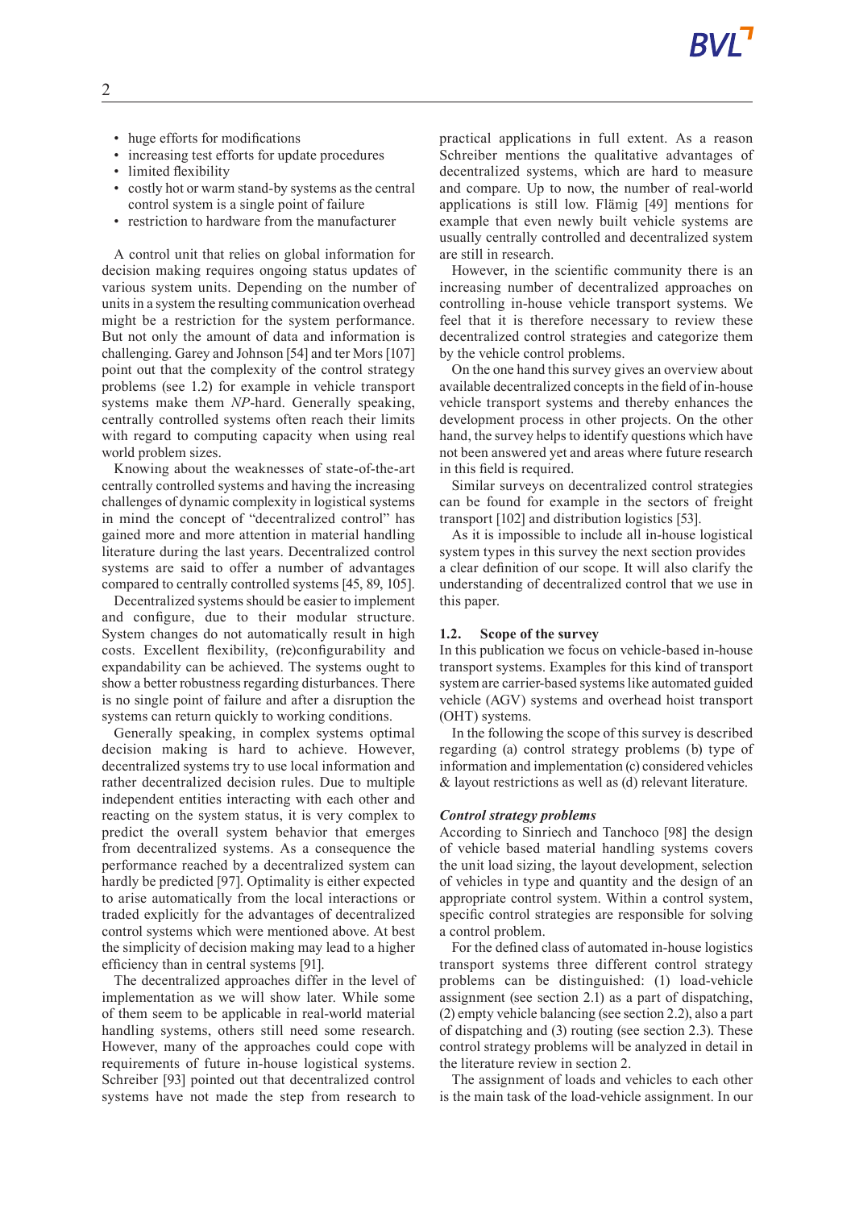- huge efforts for modifications
- increasing test efforts for update procedures
- limited flexibility
- costly hot or warm stand-by systems as the central control system is a single point of failure
- restriction to hardware from the manufacturer

A control unit that relies on global information for decision making requires ongoing status updates of various system units. Depending on the number of units in a system the resulting communication overhead might be a restriction for the system performance. But not only the amount of data and information is challenging. Garey and Johnson [54] and ter Mors [107] point out that the complexity of the control strategy problems (see 1.2) for example in vehicle transport systems make them *NP*-hard. Generally speaking, centrally controlled systems often reach their limits with regard to computing capacity when using real world problem sizes.

Knowing about the weaknesses of state-of-the-art centrally controlled systems and having the increasing challenges of dynamic complexity in logistical systems in mind the concept of "decentralized control" has gained more and more attention in material handling literature during the last years. Decentralized control systems are said to offer a number of advantages compared to centrally controlled systems [45, 89, 105].

Decentralized systems should be easier to implement and configure, due to their modular structure. System changes do not automatically result in high costs. Excellent flexibility, (re)configurability and expandability can be achieved. The systems ought to show a better robustness regarding disturbances. There is no single point of failure and after a disruption the systems can return quickly to working conditions.

Generally speaking, in complex systems optimal decision making is hard to achieve. However, decentralized systems try to use local information and rather decentralized decision rules. Due to multiple independent entities interacting with each other and reacting on the system status, it is very complex to predict the overall system behavior that emerges from decentralized systems. As a consequence the performance reached by a decentralized system can hardly be predicted [97]. Optimality is either expected to arise automatically from the local interactions or traded explicitly for the advantages of decentralized control systems which were mentioned above. At best the simplicity of decision making may lead to a higher efficiency than in central systems [91].

The decentralized approaches differ in the level of implementation as we will show later. While some of them seem to be applicable in real-world material handling systems, others still need some research. However, many of the approaches could cope with requirements of future in-house logistical systems. Schreiber [93] pointed out that decentralized control systems have not made the step from research to practical applications in full extent. As a reason Schreiber mentions the qualitative advantages of decentralized systems, which are hard to measure and compare. Up to now, the number of real-world applications is still low. Flämig [49] mentions for example that even newly built vehicle systems are usually centrally controlled and decentralized system are still in research.

However, in the scientific community there is an increasing number of decentralized approaches on controlling in-house vehicle transport systems. We feel that it is therefore necessary to review these decentralized control strategies and categorize them by the vehicle control problems.

On the one hand this survey gives an overview about available decentralized concepts in the field of in-house vehicle transport systems and thereby enhances the development process in other projects. On the other hand, the survey helps to identify questions which have not been answered yet and areas where future research in this field is required.

Similar surveys on decentralized control strategies can be found for example in the sectors of freight transport [102] and distribution logistics [53].

As it is impossible to include all in-house logistical system types in this survey the next section provides a clear definition of our scope. It will also clarify the understanding of decentralized control that we use in this paper.

### 1.2. Scope of the survey

In this publication we focus on vehicle-based in-house transport systems. Examples for this kind of transport system are carrier-based systems like automated guided vehicle (AGV) systems and overhead hoist transport (OHT) systems.

In the following the scope of this survey is described regarding (a) control strategy problems (b) type of information and implementation (c) considered vehicles & layout restrictions as well as (d) relevant literature.

#### *Control strategy problems*

According to Sinriech and Tanchoco [98] the design of vehicle based material handling systems covers the unit load sizing, the layout development, the selection of vehicles in type and quantity and the design of an appropriate control system. Within a control system, specific control strategies are responsible for solving a control problem.

For the defined class of automated in-house logistics transport systems three different control strategy problems can be distinguished: (1) load-vehicle assignment (see section 2.1) as a part of dispatching, (2) empty vehicle balancing (see section 2.2), also a part of dispatching and (3) routing (see section 2.3). These control strategy problems will be analyzed in detail in the literature review in section 2.

The assignment of loads and vehicles to each other is the main task of the load-vehicle assignment. In our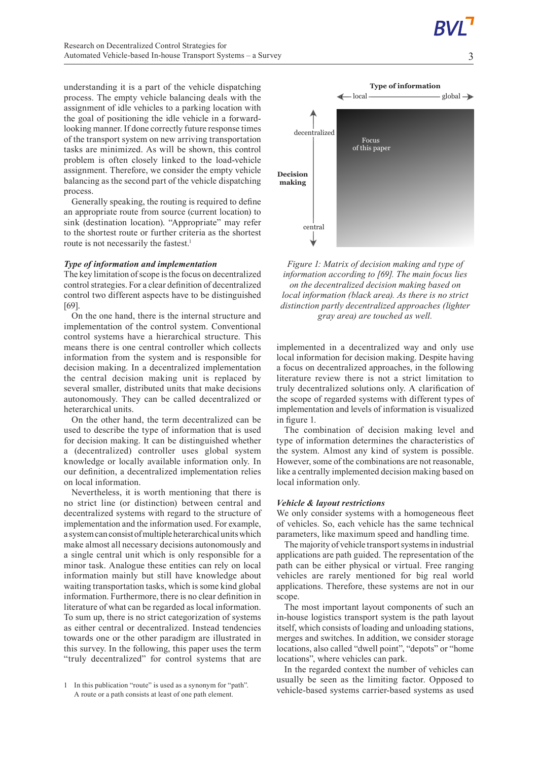understanding it is a part of the vehicle dispatching process. The empty vehicle balancing deals with the assignment of idle vehicles to a parking location with the goal of positioning the idle vehicle in a forward-looking manner. If done correctly future response times of the transport system on new arriving transportation tasks are minimized. As will be shown, this control problem is often closely linked to the load-vehicle assignment. Therefore, we consider the empty vehicle balancing as the second part of the vehicle dispatching process.

Generally speaking, the routing is required to define an appropriate route from source (current location) to sink (destination location). "Appropriate" may refer to the shortest route or further criteria as the shortest route is not necessarily the fastest.[1]

### *Type of information and implementation*

The key limitation of scope is the focus on decentralized control strategies. For a clear definition of decentralized control two different aspects have to be distinguished [69].

On the one hand, there is the internal structure and implementation of the control system. Conventional control systems have a hierarchical structure. This means there is one central controller which collects information from the system and is responsible for decision making. In a decentralized implementation the central decision making unit is replaced by several smaller, distributed units that make decisions autonomously. They can be called decentralized or heterarchical units.

On the other hand, the term decentralized can be used to describe the type of information that is used for decision making. It can be distinguished whether a (decentralized) controller uses global system knowledge or locally available information only. In our definition, a decentralized implementation relies on local information.

Nevertheless, it is worth mentioning that there is no strict line (or distinction) between central and decentralized systems with regard to the structure of implementation and the information used. For example, a system can consist of multiple heterarchical units which make almost all necessary decisions autonomously and a single central unit which is only responsible for a minor task. Analogue these entities can rely on local information mainly but still have knowledge about waiting transportation tasks, which is some kind global information. Furthermore, there is no clear definition in literature of what can be regarded as local information. To sum up, there is no strict categorization of systems as either central or decentralized. Instead tendencies towards one or the other paradigm are illustrated in this survey. In the following, this paper uses the term "truly decentralized" for control systems that are implemented in a decentralized way and only use local information for decision making. Despite having a focus on decentralized approaches, in the following literature review there is not a strict limitation to truly decentralized solutions only. A clarification of the scope of regarded systems with different types of implementation and levels of information is visualized in figure 1.

Type of information: local ← → global; Decision making: decentralized ↑ ↓ central; Focus of this paper

*Figure 1: Matrix of decision making and type of information according to [69]. The main focus lies on the decentralized decision making based on local information (black area). As there is no strict distinction partly decentralized approaches (lighter gray area) are touched as well.*

The combination of decision making level and type of information determines the characteristics of the system. Almost any kind of system is possible. However, some of the combinations are not reasonable, like a centrally implemented decision making based on local information only.

### *Vehicle & layout restrictions*

We only consider systems with a homogeneous fleet of vehicles. So, each vehicle has the same technical parameters, like maximum speed and handling time.

The majority of vehicle transport systems in industrial applications are path guided. The representation of the path can be either physical or virtual. Free ranging vehicles are rarely mentioned for big real world applications. Therefore, these systems are not in our scope.

The most important layout components of such an in-house logistics transport system is the path layout itself, which consists of loading and unloading stations, merges and switches. In addition, we consider storage locations, also called "dwell point", "depots" or "home locations", where vehicles can park.

In the regarded context the number of vehicles can usually be seen as the limiting factor. Opposed to vehicle-based systems carrier-based systems as used

---

1 In this publication "route" is used as a synonym for "path". A route or a path consists at least of one path element.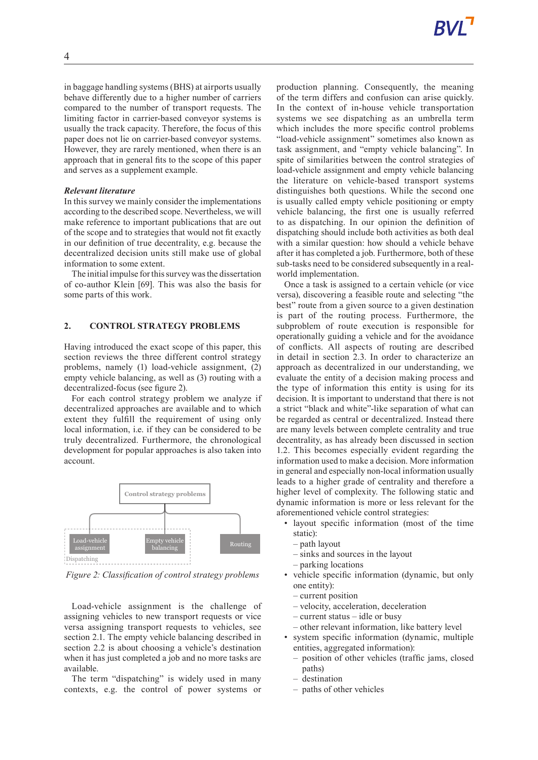in baggage handling systems (BHS) at airports usually behave differently due to a higher number of carriers compared to the number of transport requests. The limiting factor in carrier-based conveyor systems is usually the track capacity. Therefore, the focus of this paper does not lie on carrier-based conveyor systems. However, they are rarely mentioned, when there is an approach that in general fits to the scope of this paper and serves as a supplement example.

***Relevant literature***

In this survey we mainly consider the implementations according to the described scope. Nevertheless, we will make reference to important publications that are out of the scope and to strategies that would not fit exactly in our definition of true decentrality, e.g. because the decentralized decision units still make use of global information to some extent.

The initial impulse for this survey was the dissertation of co-author Klein [69]. This was also the basis for some parts of this work.

## 2. CONTROL STRATEGY PROBLEMS

Having introduced the exact scope of this paper, this section reviews the three different control strategy problems, namely (1) load-vehicle assignment, (2) empty vehicle balancing, as well as (3) routing with a decentralized-focus (see figure 2).

For each control strategy problem we analyze if decentralized approaches are available and to which extent they fulfill the requirement of using only local information, i.e. if they can be considered to be truly decentralized. Furthermore, the chronological development for popular approaches is also taken into account.

Control strategy problems
- Dispatching
  - Load-vehicle assignment
  - Empty vehicle balancing
- Routing

*Figure 2: Classification of control strategy problems*

Load-vehicle assignment is the challenge of assigning vehicles to new transport requests or vice versa assigning transport requests to vehicles, see section 2.1. The empty vehicle balancing described in section 2.2 is about choosing a vehicle's destination when it has just completed a job and no more tasks are available.

The term "dispatching" is widely used in many contexts, e.g. the control of power systems or production planning. Consequently, the meaning of the term differs and confusion can arise quickly. In the context of in-house vehicle transportation systems we see dispatching as an umbrella term which includes the more specific control problems "load-vehicle assignment" sometimes also known as task assignment, and "empty vehicle balancing". In spite of similarities between the control strategies of load-vehicle assignment and empty vehicle balancing the literature on vehicle-based transport systems distinguishes both questions. While the second one is usually called empty vehicle positioning or empty vehicle balancing, the first one is usually referred to as dispatching. In our opinion the definition of dispatching should include both activities as both deal with a similar question: how should a vehicle behave after it has completed a job. Furthermore, both of these sub-tasks need to be considered subsequently in a real-world implementation.

Once a task is assigned to a certain vehicle (or vice versa), discovering a feasible route and selecting "the best" route from a given source to a given destination is part of the routing process. Furthermore, the subproblem of route execution is responsible for operationally guiding a vehicle and for the avoidance of conflicts. All aspects of routing are described in detail in section 2.3. In order to characterize an approach as decentralized in our understanding, we evaluate the entity of a decision making process and the type of information this entity is using for its decision. It is important to understand that there is not a strict "black and white"-like separation of what can be regarded as central or decentralized. Instead there are many levels between complete centrality and true decentrality, as has already been discussed in section 1.2. This becomes especially evident regarding the information used to make a decision. More information in general and especially non-local information usually leads to a higher grade of centrality and therefore a higher level of complexity. The following static and dynamic information is more or less relevant for the aforementioned vehicle control strategies:

- layout specific information (most of the time static):
  - path layout
  - sinks and sources in the layout
  - parking locations
- vehicle specific information (dynamic, but only one entity):
  - current position
  - velocity, acceleration, deceleration
  - current status – idle or busy
  - other relevant information, like battery level
- system specific information (dynamic, multiple entities, aggregated information):
  - position of other vehicles (traffic jams, closed paths)
  - destination
  - paths of other vehicles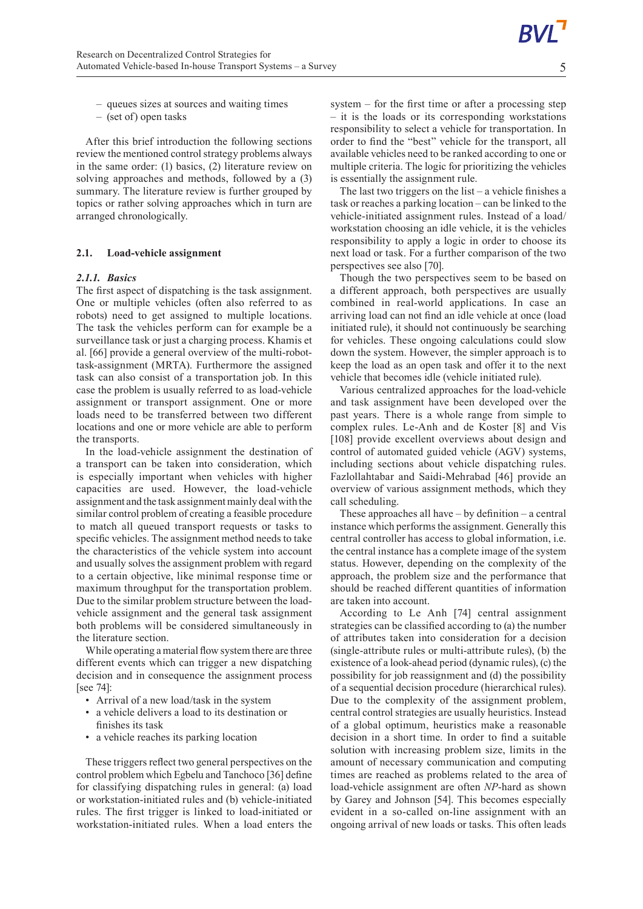- queues sizes at sources and waiting times
- (set of) open tasks

After this brief introduction the following sections review the mentioned control strategy problems always in the same order: (1) basics, (2) literature review on solving approaches and methods, followed by a (3) summary. The literature review is further grouped by topics or rather solving approaches which in turn are arranged chronologically.

## 2.1. Load-vehicle assignment

### *2.1.1. Basics*

The first aspect of dispatching is the task assignment. One or multiple vehicles (often also referred to as robots) need to get assigned to multiple locations. The task the vehicles perform can for example be a surveillance task or just a charging process. Khamis et al. [66] provide a general overview of the multi-robot-task-assignment (MRTA). Furthermore the assigned task can also consist of a transportation job. In this case the problem is usually referred to as load-vehicle assignment or transport assignment. One or more loads need to be transferred between two different locations and one or more vehicle are able to perform the transports.

In the load-vehicle assignment the destination of a transport can be taken into consideration, which is especially important when vehicles with higher capacities are used. However, the load-vehicle assignment and the task assignment mainly deal with the similar control problem of creating a feasible procedure to match all queued transport requests or tasks to specific vehicles. The assignment method needs to take the characteristics of the vehicle system into account and usually solves the assignment problem with regard to a certain objective, like minimal response time or maximum throughput for the transportation problem. Due to the similar problem structure between the load-vehicle assignment and the general task assignment both problems will be considered simultaneously in the literature section.

While operating a material flow system there are three different events which can trigger a new dispatching decision and in consequence the assignment process [see 74]:

- Arrival of a new load/task in the system
- a vehicle delivers a load to its destination or finishes its task
- a vehicle reaches its parking location

These triggers reflect two general perspectives on the control problem which Egbelu and Tanchoco [36] define for classifying dispatching rules in general: (a) load or workstation-initiated rules and (b) vehicle-initiated rules. The first trigger is linked to load-initiated or workstation-initiated rules. When a load enters the system – for the first time or after a processing step – it is the loads or its corresponding workstations responsibility to select a vehicle for transportation. In order to find the "best" vehicle for the transport, all available vehicles need to be ranked according to one or multiple criteria. The logic for prioritizing the vehicles is essentially the assignment rule.

The last two triggers on the list – a vehicle finishes a task or reaches a parking location – can be linked to the vehicle-initiated assignment rules. Instead of a load/workstation choosing an idle vehicle, it is the vehicles responsibility to apply a logic in order to choose its next load or task. For a further comparison of the two perspectives see also [70].

Though the two perspectives seem to be based on a different approach, both perspectives are usually combined in real-world applications. In case an arriving load can not find an idle vehicle at once (load initiated rule), it should not continuously be searching for vehicles. These ongoing calculations could slow down the system. However, the simpler approach is to keep the load as an open task and offer it to the next vehicle that becomes idle (vehicle initiated rule).

Various centralized approaches for the load-vehicle and task assignment have been developed over the past years. There is a whole range from simple to complex rules. Le-Anh and de Koster [8] and Vis [108] provide excellent overviews about design and control of automated guided vehicle (AGV) systems, including sections about vehicle dispatching rules. Fazlollahtabar and Saidi-Mehrabad [46] provide an overview of various assignment methods, which they call scheduling.

These approaches all have – by definition – a central instance which performs the assignment. Generally this central controller has access to global information, i.e. the central instance has a complete image of the system status. However, depending on the complexity of the approach, the problem size and the performance that should be reached different quantities of information are taken into account.

According to Le Anh [74] central assignment strategies can be classified according to (a) the number of attributes taken into consideration for a decision (single-attribute rules or multi-attribute rules), (b) the existence of a look-ahead period (dynamic rules), (c) the possibility for job reassignment and (d) the possibility of a sequential decision procedure (hierarchical rules). Due to the complexity of the assignment problem, central control strategies are usually heuristics. Instead of a global optimum, heuristics make a reasonable decision in a short time. In order to find a suitable solution with increasing problem size, limits in the amount of necessary communication and computing times are reached as problems related to the area of load-vehicle assignment are often *NP*-hard as shown by Garey and Johnson [54]. This becomes especially evident in a so-called on-line assignment with an ongoing arrival of new loads or tasks. This often leads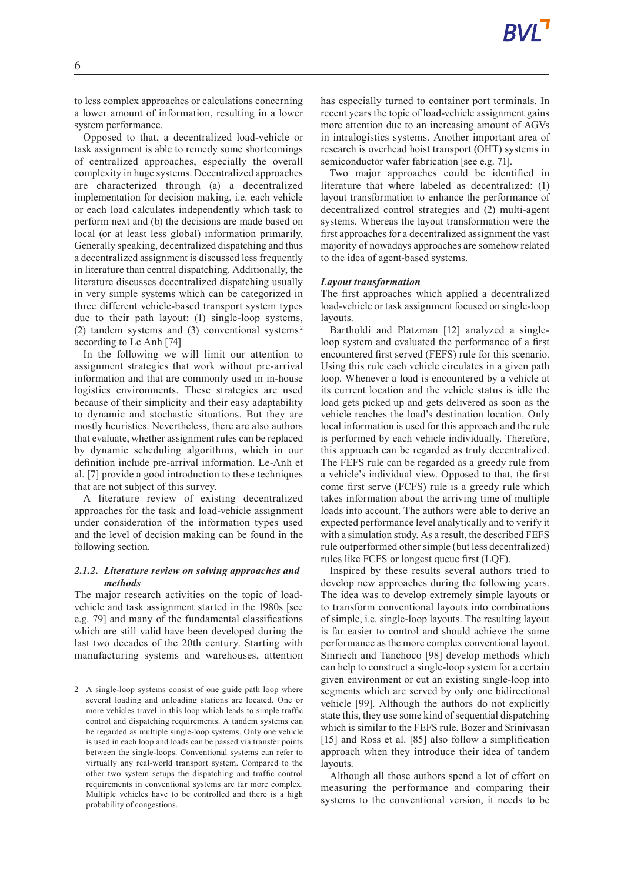to less complex approaches or calculations concerning a lower amount of information, resulting in a lower system performance.

Opposed to that, a decentralized load-vehicle or task assignment is able to remedy some shortcomings of centralized approaches, especially the overall complexity in huge systems. Decentralized approaches are characterized through (a) a decentralized implementation for decision making, i.e. each vehicle or each load calculates independently which task to perform next and (b) the decisions are made based on local (or at least less global) information primarily. Generally speaking, decentralized dispatching and thus a decentralized assignment is discussed less frequently in literature than central dispatching. Additionally, the literature discusses decentralized dispatching usually in very simple systems which can be categorized in three different vehicle-based transport system types due to their path layout: (1) single-loop systems, (2) tandem systems and (3) conventional systems[2] according to Le Anh [74]

In the following we will limit our attention to assignment strategies that work without pre-arrival information and that are commonly used in in-house logistics environments. These strategies are used because of their simplicity and their easy adaptability to dynamic and stochastic situations. But they are mostly heuristics. Nevertheless, there are also authors that evaluate, whether assignment rules can be replaced by dynamic scheduling algorithms, which in our definition include pre-arrival information. Le-Anh et al. [7] provide a good introduction to these techniques that are not subject of this survey.

A literature review of existing decentralized approaches for the task and load-vehicle assignment under consideration of the information types used and the level of decision making can be found in the following section.

### *2.1.2. Literature review on solving approaches and methods*

The major research activities on the topic of load-vehicle and task assignment started in the 1980s [see e.g. 79] and many of the fundamental classifications which are still valid have been developed during the last two decades of the 20th century. Starting with manufacturing systems and warehouses, attention has especially turned to container port terminals. In recent years the topic of load-vehicle assignment gains more attention due to an increasing amount of AGVs in intralogistics systems. Another important area of research is overhead hoist transport (OHT) systems in semiconductor wafer fabrication [see e.g. 71].

Two major approaches could be identified in literature that where labeled as decentralized: (1) layout transformation to enhance the performance of decentralized control strategies and (2) multi-agent systems. Whereas the layout transformation were the first approaches for a decentralized assignment the vast majority of nowadays approaches are somehow related to the idea of agent-based systems.

***Layout transformation***

The first approaches which applied a decentralized load-vehicle or task assignment focused on single-loop layouts.

Bartholdi and Platzman [12] analyzed a single-loop system and evaluated the performance of a first encountered first served (FEFS) rule for this scenario. Using this rule each vehicle circulates in a given path loop. Whenever a load is encountered by a vehicle at its current location and the vehicle status is idle the load gets picked up and gets delivered as soon as the vehicle reaches the load's destination location. Only local information is used for this approach and the rule is performed by each vehicle individually. Therefore, this approach can be regarded as truly decentralized. The FEFS rule can be regarded as a greedy rule from a vehicle's individual view. Opposed to that, the first come first serve (FCFS) rule is a greedy rule which takes information about the arriving time of multiple loads into account. The authors were able to derive an expected performance level analytically and to verify it with a simulation study. As a result, the described FEFS rule outperformed other simple (but less decentralized) rules like FCFS or longest queue first (LQF).

Inspired by these results several authors tried to develop new approaches during the following years. The idea was to develop extremely simple layouts or to transform conventional layouts into combinations of simple, i.e. single-loop layouts. The resulting layout is far easier to control and should achieve the same performance as the more complex conventional layout. Sinriech and Tanchoco [98] develop methods which can help to construct a single-loop system for a certain given environment or cut an existing single-loop into segments which are served by only one bidirectional vehicle [99]. Although the authors do not explicitly state this, they use some kind of sequential dispatching which is similar to the FEFS rule. Bozer and Srinivasan [15] and Ross et al. [85] also follow a simplification approach when they introduce their idea of tandem layouts.

Although all those authors spend a lot of effort on measuring the performance and comparing their systems to the conventional version, it needs to be

---

2 A single-loop systems consist of one guide path loop where several loading and unloading stations are located. One or more vehicles travel in this loop which leads to simple traffic control and dispatching requirements. A tandem systems can be regarded as multiple single-loop systems. Only one vehicle is used in each loop and loads can be passed via transfer points between the single-loops. Conventional systems can refer to virtually any real-world transport system. Compared to the other two system setups the dispatching and traffic control requirements in conventional systems are far more complex. Multiple vehicles have to be controlled and there is a high probability of congestions.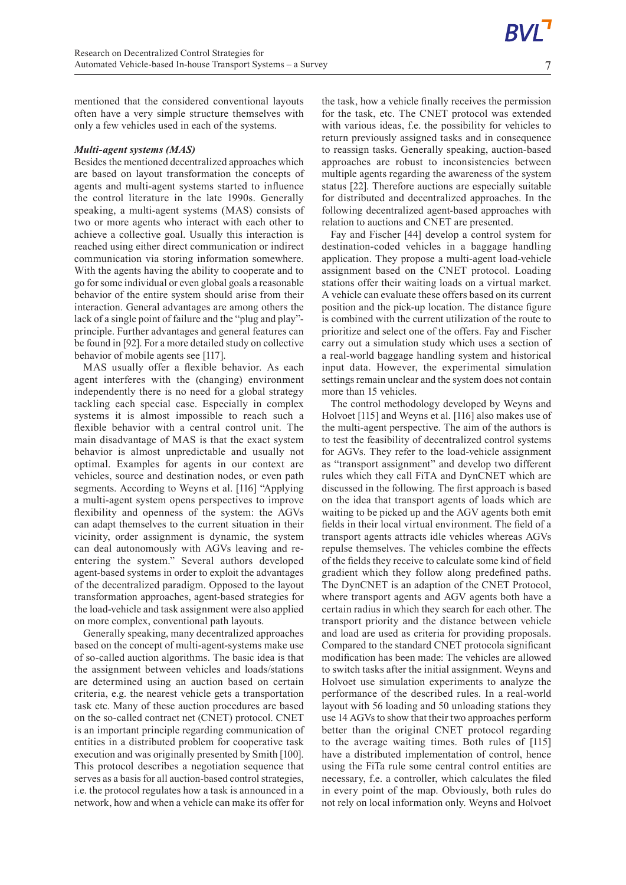mentioned that the considered conventional layouts often have a very simple structure themselves with only a few vehicles used in each of the systems.

***Multi-agent systems (MAS)***

Besides the mentioned decentralized approaches which are based on layout transformation the concepts of agents and multi-agent systems started to influence the control literature in the late 1990s. Generally speaking, a multi-agent systems (MAS) consists of two or more agents who interact with each other to achieve a collective goal. Usually this interaction is reached using either direct communication or indirect communication via storing information somewhere. With the agents having the ability to cooperate and to go for some individual or even global goals a reasonable behavior of the entire system should arise from their interaction. General advantages are among others the lack of a single point of failure and the "plug and play"-principle. Further advantages and general features can be found in [92]. For a more detailed study on collective behavior of mobile agents see [117].

MAS usually offer a flexible behavior. As each agent interferes with the (changing) environment independently there is no need for a global strategy tackling each special case. Especially in complex systems it is almost impossible to reach such a flexible behavior with a central control unit. The main disadvantage of MAS is that the exact system behavior is almost unpredictable and usually not optimal. Examples for agents in our context are vehicles, source and destination nodes, or even path segments. According to Weyns et al. [116] "Applying a multi-agent system opens perspectives to improve flexibility and openness of the system: the AGVs can adapt themselves to the current situation in their vicinity, order assignment is dynamic, the system can deal autonomously with AGVs leaving and re-entering the system." Several authors developed agent-based systems in order to exploit the advantages of the decentralized paradigm. Opposed to the layout transformation approaches, agent-based strategies for the load-vehicle and task assignment were also applied on more complex, conventional path layouts.

Generally speaking, many decentralized approaches based on the concept of multi-agent-systems make use of so-called auction algorithms. The basic idea is that the assignment between vehicles and loads/stations are determined using an auction based on certain criteria, e.g. the nearest vehicle gets a transportation task etc. Many of these auction procedures are based on the so-called contract net (CNET) protocol. CNET is an important principle regarding communication of entities in a distributed problem for cooperative task execution and was originally presented by Smith [100]. This protocol describes a negotiation sequence that serves as a basis for all auction-based control strategies, i.e. the protocol regulates how a task is announced in a network, how and when a vehicle can make its offer for the task, how a vehicle finally receives the permission for the task, etc. The CNET protocol was extended with various ideas, f.e. the possibility for vehicles to return previously assigned tasks and in consequence to reassign tasks. Generally speaking, auction-based approaches are robust to inconsistencies between multiple agents regarding the awareness of the system status [22]. Therefore auctions are especially suitable for distributed and decentralized approaches. In the following decentralized agent-based approaches with relation to auctions and CNET are presented.

Fay and Fischer [44] develop a control system for destination-coded vehicles in a baggage handling application. They propose a multi-agent load-vehicle assignment based on the CNET protocol. Loading stations offer their waiting loads on a virtual market. A vehicle can evaluate these offers based on its current position and the pick-up location. The distance figure is combined with the current utilization of the route to prioritize and select one of the offers. Fay and Fischer carry out a simulation study which uses a section of a real-world baggage handling system and historical input data. However, the experimental simulation settings remain unclear and the system does not contain more than 15 vehicles.

The control methodology developed by Weyns and Holvoet [115] and Weyns et al. [116] also makes use of the multi-agent perspective. The aim of the authors is to test the feasibility of decentralized control systems for AGVs. They refer to the load-vehicle assignment as "transport assignment" and develop two different rules which they call FiTA and DynCNET which are discussed in the following. The first approach is based on the idea that transport agents of loads which are waiting to be picked up and the AGV agents both emit fields in their local virtual environment. The field of a transport agents attracts idle vehicles whereas AGVs repulse themselves. The vehicles combine the effects of the fields they receive to calculate some kind of field gradient which they follow along predefined paths. The DynCNET is an adaption of the CNET Protocol, where transport agents and AGV agents both have a certain radius in which they search for each other. The transport priority and the distance between vehicle and load are used as criteria for providing proposals. Compared to the standard CNET protocola significant modification has been made: The vehicles are allowed to switch tasks after the initial assignment. Weyns and Holvoet use simulation experiments to analyze the performance of the described rules. In a real-world layout with 56 loading and 50 unloading stations they use 14 AGVs to show that their two approaches perform better than the original CNET protocol regarding to the average waiting times. Both rules of [115] have a distributed implementation of control, hence using the FiTa rule some central control entities are necessary, f.e. a controller, which calculates the filed in every point of the map. Obviously, both rules do not rely on local information only. Weyns and Holvoet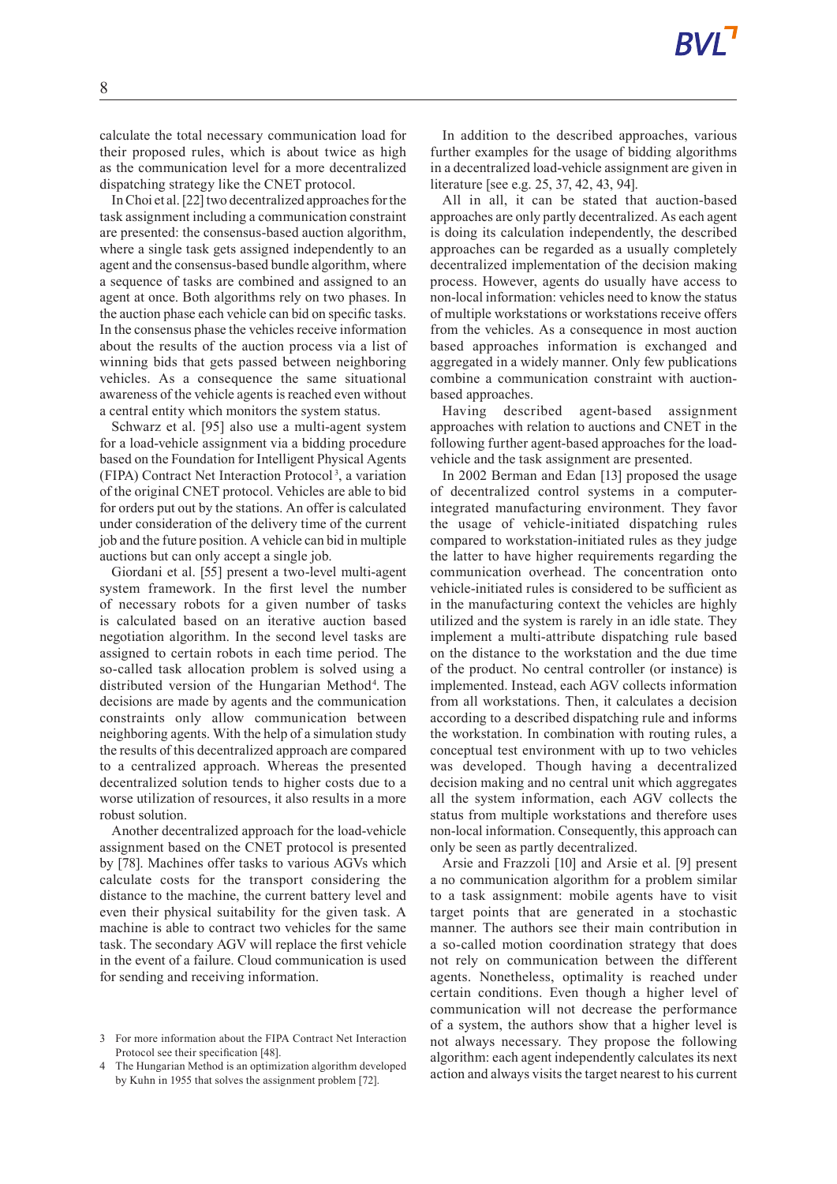calculate the total necessary communication load for their proposed rules, which is about twice as high as the communication level for a more decentralized dispatching strategy like the CNET protocol.

In Choi et al. [22] two decentralized approaches for the task assignment including a communication constraint are presented: the consensus-based auction algorithm, where a single task gets assigned independently to an agent and the consensus-based bundle algorithm, where a sequence of tasks are combined and assigned to an agent at once. Both algorithms rely on two phases. In the auction phase each vehicle can bid on specific tasks. In the consensus phase the vehicles receive information about the results of the auction process via a list of winning bids that gets passed between neighboring vehicles. As a consequence the same situational awareness of the vehicle agents is reached even without a central entity which monitors the system status.

Schwarz et al. [95] also use a multi-agent system for a load-vehicle assignment via a bidding procedure based on the Foundation for Intelligent Physical Agents (FIPA) Contract Net Interaction Protocol[3], a variation of the original CNET protocol. Vehicles are able to bid for orders put out by the stations. An offer is calculated under consideration of the delivery time of the current job and the future position. A vehicle can bid in multiple auctions but can only accept a single job.

Giordani et al. [55] present a two-level multi-agent system framework. In the first level the number of necessary robots for a given number of tasks is calculated based on an iterative auction based negotiation algorithm. In the second level tasks are assigned to certain robots in each time period. The so-called task allocation problem is solved using a distributed version of the Hungarian Method[4]. The decisions are made by agents and the communication constraints only allow communication between neighboring agents. With the help of a simulation study the results of this decentralized approach are compared to a centralized approach. Whereas the presented decentralized solution tends to higher costs due to a worse utilization of resources, it also results in a more robust solution.

Another decentralized approach for the load-vehicle assignment based on the CNET protocol is presented by [78]. Machines offer tasks to various AGVs which calculate costs for the transport considering the distance to the machine, the current battery level and even their physical suitability for the given task. A machine is able to contract two vehicles for the same task. The secondary AGV will replace the first vehicle in the event of a failure. Cloud communication is used for sending and receiving information.

In addition to the described approaches, various further examples for the usage of bidding algorithms in a decentralized load-vehicle assignment are given in literature [see e.g. 25, 37, 42, 43, 94].

All in all, it can be stated that auction-based approaches are only partly decentralized. As each agent is doing its calculation independently, the described approaches can be regarded as a usually completely decentralized implementation of the decision making process. However, agents do usually have access to non-local information: vehicles need to know the status of multiple workstations or workstations receive offers from the vehicles. As a consequence in most auction based approaches information is exchanged and aggregated in a widely manner. Only few publications combine a communication constraint with auction-based approaches.

Having described agent-based assignment approaches with relation to auctions and CNET in the following further agent-based approaches for the load-vehicle and the task assignment are presented.

In 2002 Berman and Edan [13] proposed the usage of decentralized control systems in a computer-integrated manufacturing environment. They favor the usage of vehicle-initiated dispatching rules compared to workstation-initiated rules as they judge the latter to have higher requirements regarding the communication overhead. The concentration onto vehicle-initiated rules is considered to be sufficient as in the manufacturing context the vehicles are highly utilized and the system is rarely in an idle state. They implement a multi-attribute dispatching rule based on the distance to the workstation and the due time of the product. No central controller (or instance) is implemented. Instead, each AGV collects information from all workstations. Then, it calculates a decision according to a described dispatching rule and informs the workstation. In combination with routing rules, a conceptual test environment with up to two vehicles was developed. Though having a decentralized decision making and no central unit which aggregates all the system information, each AGV collects the status from multiple workstations and therefore uses non-local information. Consequently, this approach can only be seen as partly decentralized.

Arsie and Frazzoli [10] and Arsie et al. [9] present a no communication algorithm for a problem similar to a task assignment: mobile agents have to visit target points that are generated in a stochastic manner. The authors see their main contribution in a so-called motion coordination strategy that does not rely on communication between the different agents. Nonetheless, optimality is reached under certain conditions. Even though a higher level of communication will not decrease the performance of a system, the authors show that a higher level is not always necessary. They propose the following algorithm: each agent independently calculates its next action and always visits the target nearest to his current

3 For more information about the FIPA Contract Net Interaction Protocol see their specification [48].

4 The Hungarian Method is an optimization algorithm developed by Kuhn in 1955 that solves the assignment problem [72].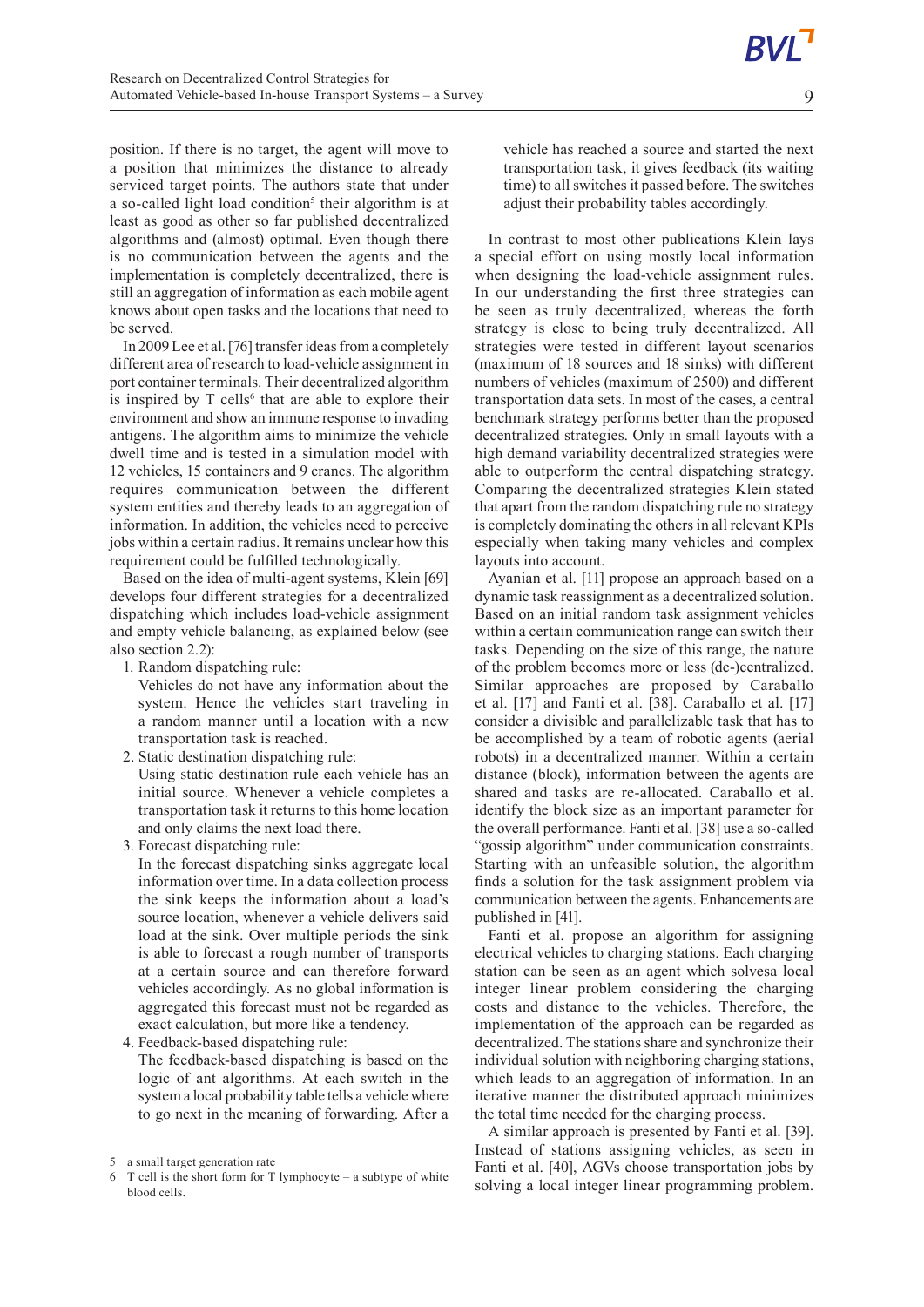position. If there is no target, the agent will move to a position that minimizes the distance to already serviced target points. The authors state that under a so-called light load condition[5] their algorithm is at least as good as other so far published decentralized algorithms and (almost) optimal. Even though there is no communication between the agents and the implementation is completely decentralized, there is still an aggregation of information as each mobile agent knows about open tasks and the locations that need to be served.

In 2009 Lee et al. [76] transfer ideas from a completely different area of research to load-vehicle assignment in port container terminals. Their decentralized algorithm is inspired by T cells[6] that are able to explore their environment and show an immune response to invading antigens. The algorithm aims to minimize the vehicle dwell time and is tested in a simulation model with 12 vehicles, 15 containers and 9 cranes. The algorithm requires communication between the different system entities and thereby leads to an aggregation of information. In addition, the vehicles need to perceive jobs within a certain radius. It remains unclear how this requirement could be fulfilled technologically.

Based on the idea of multi-agent systems, Klein [69] develops four different strategies for a decentralized dispatching which includes load-vehicle assignment and empty vehicle balancing, as explained below (see also section 2.2):

1. Random dispatching rule:
   Vehicles do not have any information about the system. Hence the vehicles start traveling in a random manner until a location with a new transportation task is reached.
2. Static destination dispatching rule:
   Using static destination rule each vehicle has an initial source. Whenever a vehicle completes a transportation task it returns to this home location and only claims the next load there.
3. Forecast dispatching rule:
   In the forecast dispatching sinks aggregate local information over time. In a data collection process the sink keeps the information about a load's source location, whenever a vehicle delivers said load at the sink. Over multiple periods the sink is able to forecast a rough number of transports at a certain source and can therefore forward vehicles accordingly. As no global information is aggregated this forecast must not be regarded as exact calculation, but more like a tendency.
4. Feedback-based dispatching rule:
   The feedback-based dispatching is based on the logic of ant algorithms. At each switch in the system a local probability table tells a vehicle where to go next in the meaning of forwarding. After a vehicle has reached a source and started the next transportation task, it gives feedback (its waiting time) to all switches it passed before. The switches adjust their probability tables accordingly.

In contrast to most other publications Klein lays a special effort on using mostly local information when designing the load-vehicle assignment rules. In our understanding the first three strategies can be seen as truly decentralized, whereas the forth strategy is close to being truly decentralized. All strategies were tested in different layout scenarios (maximum of 18 sources and 18 sinks) with different numbers of vehicles (maximum of 2500) and different transportation data sets. In most of the cases, a central benchmark strategy performs better than the proposed decentralized strategies. Only in small layouts with a high demand variability decentralized strategies were able to outperform the central dispatching strategy. Comparing the decentralized strategies Klein stated that apart from the random dispatching rule no strategy is completely dominating the others in all relevant KPIs especially when taking many vehicles and complex layouts into account.

Ayanian et al. [11] propose an approach based on a dynamic task reassignment as a decentralized solution. Based on an initial random task assignment vehicles within a certain communication range can switch their tasks. Depending on the size of this range, the nature of the problem becomes more or less (de-)centralized. Similar approaches are proposed by Caraballo et al. [17] and Fanti et al. [38]. Caraballo et al. [17] consider a divisible and parallelizable task that has to be accomplished by a team of robotic agents (aerial robots) in a decentralized manner. Within a certain distance (block), information between the agents are shared and tasks are re-allocated. Caraballo et al. identify the block size as an important parameter for the overall performance. Fanti et al. [38] use a so-called "gossip algorithm" under communication constraints. Starting with an unfeasible solution, the algorithm finds a solution for the task assignment problem via communication between the agents. Enhancements are published in [41].

Fanti et al. propose an algorithm for assigning electrical vehicles to charging stations. Each charging station can be seen as an agent which solvesa local integer linear problem considering the charging costs and distance to the vehicles. Therefore, the implementation of the approach can be regarded as decentralized. The stations share and synchronize their individual solution with neighboring charging stations, which leads to an aggregation of information. In an iterative manner the distributed approach minimizes the total time needed for the charging process.

A similar approach is presented by Fanti et al. [39]. Instead of stations assigning vehicles, as seen in Fanti et al. [40], AGVs choose transportation jobs by solving a local integer linear programming problem.

5 a small target generation rate

6 T cell is the short form for T lymphocyte – a subtype of white blood cells.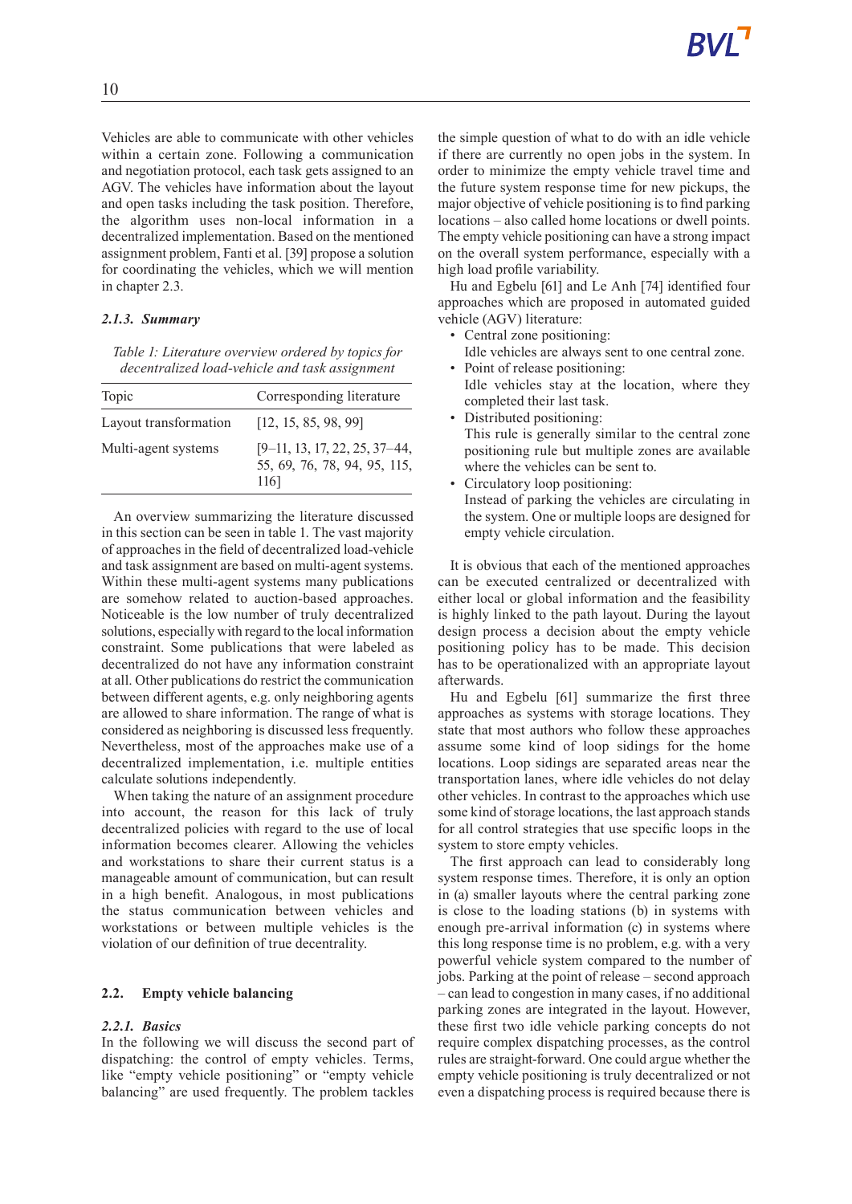Vehicles are able to communicate with other vehicles within a certain zone. Following a communication and negotiation protocol, each task gets assigned to an AGV. The vehicles have information about the layout and open tasks including the task position. Therefore, the algorithm uses non-local information in a decentralized implementation. Based on the mentioned assignment problem, Fanti et al. [39] propose a solution for coordinating the vehicles, which we will mention in chapter 2.3.

### *2.1.3. Summary*

*Table 1: Literature overview ordered by topics for decentralized load-vehicle and task assignment*

| Topic | Corresponding literature |
|---|---|
| Layout transformation | [12, 15, 85, 98, 99] |
| Multi-agent systems | [9–11, 13, 17, 22, 25, 37–44, 55, 69, 76, 78, 94, 95, 115, 116] |

An overview summarizing the literature discussed in this section can be seen in table 1. The vast majority of approaches in the field of decentralized load-vehicle and task assignment are based on multi-agent systems. Within these multi-agent systems many publications are somehow related to auction-based approaches. Noticeable is the low number of truly decentralized solutions, especially with regard to the local information constraint. Some publications that were labeled as decentralized do not have any information constraint at all. Other publications do restrict the communication between different agents, e.g. only neighboring agents are allowed to share information. The range of what is considered as neighboring is discussed less frequently. Nevertheless, most of the approaches make use of a decentralized implementation, i.e. multiple entities calculate solutions independently.

When taking the nature of an assignment procedure into account, the reason for this lack of truly decentralized policies with regard to the use of local information becomes clearer. Allowing the vehicles and workstations to share their current status is a manageable amount of communication, but can result in a high benefit. Analogous, in most publications the status communication between vehicles and workstations or between multiple vehicles is the violation of our definition of true decentrality.

## 2.2. Empty vehicle balancing

### *2.2.1. Basics*

In the following we will discuss the second part of dispatching: the control of empty vehicles. Terms, like "empty vehicle positioning" or "empty vehicle balancing" are used frequently. The problem tackles the simple question of what to do with an idle vehicle if there are currently no open jobs in the system. In order to minimize the empty vehicle travel time and the future system response time for new pickups, the major objective of vehicle positioning is to find parking locations – also called home locations or dwell points. The empty vehicle positioning can have a strong impact on the overall system performance, especially with a high load profile variability.

Hu and Egbelu [61] and Le Anh [74] identified four approaches which are proposed in automated guided vehicle (AGV) literature:

- Central zone positioning:
  Idle vehicles are always sent to one central zone.
- Point of release positioning:
  Idle vehicles stay at the location, where they completed their last task.
- Distributed positioning:
  This rule is generally similar to the central zone positioning rule but multiple zones are available where the vehicles can be sent to.
- Circulatory loop positioning:
  Instead of parking the vehicles are circulating in the system. One or multiple loops are designed for empty vehicle circulation.

It is obvious that each of the mentioned approaches can be executed centralized or decentralized with either local or global information and the feasibility is highly linked to the path layout. During the layout design process a decision about the empty vehicle positioning policy has to be made. This decision has to be operationalized with an appropriate layout afterwards.

Hu and Egbelu [61] summarize the first three approaches as systems with storage locations. They state that most authors who follow these approaches assume some kind of loop sidings for the home locations. Loop sidings are separated areas near the transportation lanes, where idle vehicles do not delay other vehicles. In contrast to the approaches which use some kind of storage locations, the last approach stands for all control strategies that use specific loops in the system to store empty vehicles.

The first approach can lead to considerably long system response times. Therefore, it is only an option in (a) smaller layouts where the central parking zone is close to the loading stations (b) in systems with enough pre-arrival information (c) in systems where this long response time is no problem, e.g. with a very powerful vehicle system compared to the number of jobs. Parking at the point of release – second approach – can lead to congestion in many cases, if no additional parking zones are integrated in the layout. However, these first two idle vehicle parking concepts do not require complex dispatching processes, as the control rules are straight-forward. One could argue whether the empty vehicle positioning is truly decentralized or not even a dispatching process is required because there is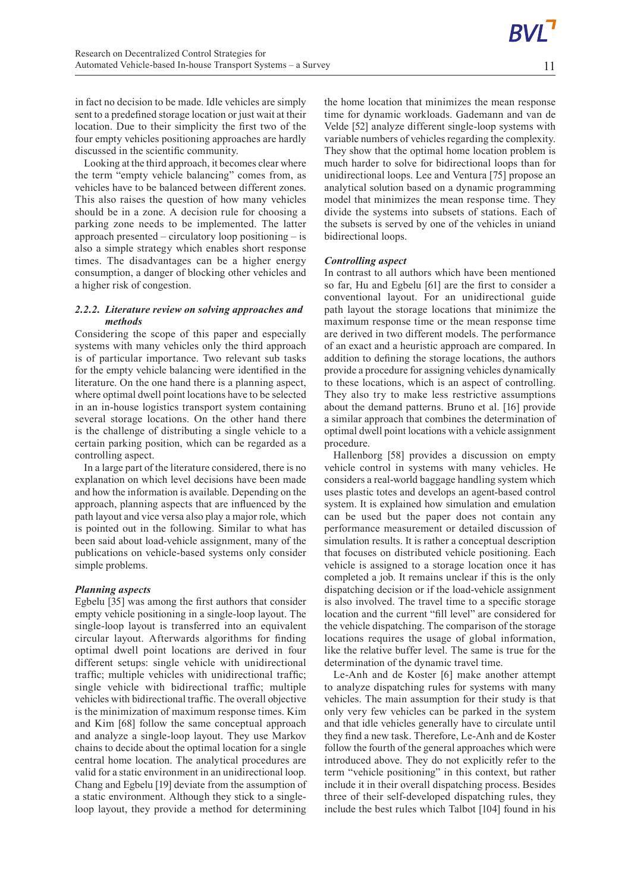in fact no decision to be made. Idle vehicles are simply sent to a predefined storage location or just wait at their location. Due to their simplicity the first two of the four empty vehicles positioning approaches are hardly discussed in the scientific community.

Looking at the third approach, it becomes clear where the term "empty vehicle balancing" comes from, as vehicles have to be balanced between different zones. This also raises the question of how many vehicles should be in a zone. A decision rule for choosing a parking zone needs to be implemented. The latter approach presented – circulatory loop positioning – is also a simple strategy which enables short response times. The disadvantages can be a higher energy consumption, a danger of blocking other vehicles and a higher risk of congestion.

#### 2.2.2. Literature review on solving approaches and methods

Considering the scope of this paper and especially systems with many vehicles only the third approach is of particular importance. Two relevant sub tasks for the empty vehicle balancing were identified in the literature. On the one hand there is a planning aspect, where optimal dwell point locations have to be selected in an in-house logistics transport system containing several storage locations. On the other hand there is the challenge of distributing a single vehicle to a certain parking position, which can be regarded as a controlling aspect.

In a large part of the literature considered, there is no explanation on which level decisions have been made and how the information is available. Depending on the approach, planning aspects that are influenced by the path layout and vice versa also play a major role, which is pointed out in the following. Similar to what has been said about load-vehicle assignment, many of the publications on vehicle-based systems only consider simple problems.

***Planning aspects***

Egbelu [35] was among the first authors that consider empty vehicle positioning in a single-loop layout. The single-loop layout is transferred into an equivalent circular layout. Afterwards algorithms for finding optimal dwell point locations are derived in four different setups: single vehicle with unidirectional traffic; multiple vehicles with unidirectional traffic; single vehicle with bidirectional traffic; multiple vehicles with bidirectional traffic. The overall objective is the minimization of maximum response times. Kim and Kim [68] follow the same conceptual approach and analyze a single-loop layout. They use Markov chains to decide about the optimal location for a single central home location. The analytical procedures are valid for a static environment in an unidirectional loop. Chang and Egbelu [19] deviate from the assumption of a static environment. Although they stick to a single-loop layout, they provide a method for determining the home location that minimizes the mean response time for dynamic workloads. Gademann and van de Velde [52] analyze different single-loop systems with variable numbers of vehicles regarding the complexity. They show that the optimal home location problem is much harder to solve for bidirectional loops than for unidirectional loops. Lee and Ventura [75] propose an analytical solution based on a dynamic programming model that minimizes the mean response time. They divide the systems into subsets of stations. Each of the subsets is served by one of the vehicles in uniand bidirectional loops.

***Controlling aspect***

In contrast to all authors which have been mentioned so far, Hu and Egbelu [61] are the first to consider a conventional layout. For an unidirectional guide path layout the storage locations that minimize the maximum response time or the mean response time are derived in two different models. The performance of an exact and a heuristic approach are compared. In addition to defining the storage locations, the authors provide a procedure for assigning vehicles dynamically to these locations, which is an aspect of controlling. They also try to make less restrictive assumptions about the demand patterns. Bruno et al. [16] provide a similar approach that combines the determination of optimal dwell point locations with a vehicle assignment procedure.

Hallenborg [58] provides a discussion on empty vehicle control in systems with many vehicles. He considers a real-world baggage handling system which uses plastic totes and develops an agent-based control system. It is explained how simulation and emulation can be used but the paper does not contain any performance measurement or detailed discussion of simulation results. It is rather a conceptual description that focuses on distributed vehicle positioning. Each vehicle is assigned to a storage location once it has completed a job. It remains unclear if this is the only dispatching decision or if the load-vehicle assignment is also involved. The travel time to a specific storage location and the current "fill level" are considered for the vehicle dispatching. The comparison of the storage locations requires the usage of global information, like the relative buffer level. The same is true for the determination of the dynamic travel time.

Le-Anh and de Koster [6] make another attempt to analyze dispatching rules for systems with many vehicles. The main assumption for their study is that only very few vehicles can be parked in the system and that idle vehicles generally have to circulate until they find a new task. Therefore, Le-Anh and de Koster follow the fourth of the general approaches which were introduced above. They do not explicitly refer to the term "vehicle positioning" in this context, but rather include it in their overall dispatching process. Besides three of their self-developed dispatching rules, they include the best rules which Talbot [104] found in his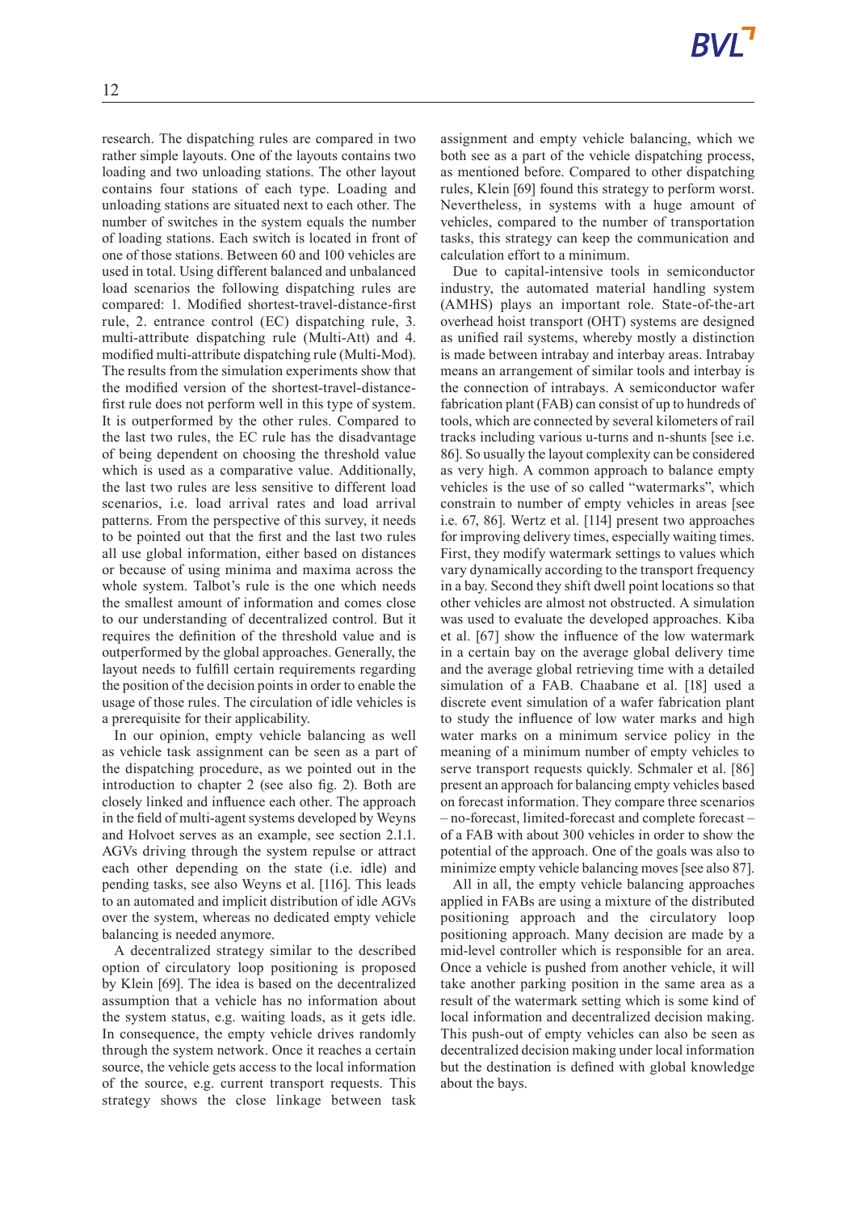research. The dispatching rules are compared in two rather simple layouts. One of the layouts contains two loading and two unloading stations. The other layout contains four stations of each type. Loading and unloading stations are situated next to each other. The number of switches in the system equals the number of loading stations. Each switch is located in front of one of those stations. Between 60 and 100 vehicles are used in total. Using different balanced and unbalanced load scenarios the following dispatching rules are compared: 1. Modified shortest-travel-distance-first rule, 2. entrance control (EC) dispatching rule, 3. multi-attribute dispatching rule (Multi-Att) and 4. modified multi-attribute dispatching rule (Multi-Mod). The results from the simulation experiments show that the modified version of the shortest-travel-distance-first rule does not perform well in this type of system. It is outperformed by the other rules. Compared to the last two rules, the EC rule has the disadvantage of being dependent on choosing the threshold value which is used as a comparative value. Additionally, the last two rules are less sensitive to different load scenarios, i.e. load arrival rates and load arrival patterns. From the perspective of this survey, it needs to be pointed out that the first and the last two rules all use global information, either based on distances or because of using minima and maxima across the whole system. Talbot's rule is the one which needs the smallest amount of information and comes close to our understanding of decentralized control. But it requires the definition of the threshold value and is outperformed by the global approaches. Generally, the layout needs to fulfill certain requirements regarding the position of the decision points in order to enable the usage of those rules. The circulation of idle vehicles is a prerequisite for their applicability.

In our opinion, empty vehicle balancing as well as vehicle task assignment can be seen as a part of the dispatching procedure, as we pointed out in the introduction to chapter 2 (see also fig. 2). Both are closely linked and influence each other. The approach in the field of multi-agent systems developed by Weyns and Holvoet serves as an example, see section 2.1.1. AGVs driving through the system repulse or attract each other depending on the state (i.e. idle) and pending tasks, see also Weyns et al. [116]. This leads to an automated and implicit distribution of idle AGVs over the system, whereas no dedicated empty vehicle balancing is needed anymore.

A decentralized strategy similar to the described option of circulatory loop positioning is proposed by Klein [69]. The idea is based on the decentralized assumption that a vehicle has no information about the system status, e.g. waiting loads, as it gets idle. In consequence, the empty vehicle drives randomly through the system network. Once it reaches a certain source, the vehicle gets access to the local information of the source, e.g. current transport requests. This strategy shows the close linkage between task assignment and empty vehicle balancing, which we both see as a part of the vehicle dispatching process, as mentioned before. Compared to other dispatching rules, Klein [69] found this strategy to perform worst. Nevertheless, in systems with a huge amount of vehicles, compared to the number of transportation tasks, this strategy can keep the communication and calculation effort to a minimum.

Due to capital-intensive tools in semiconductor industry, the automated material handling system (AMHS) plays an important role. State-of-the-art overhead hoist transport (OHT) systems are designed as unified rail systems, whereby mostly a distinction is made between intrabay and interbay areas. Intrabay means an arrangement of similar tools and interbay is the connection of intrabays. A semiconductor wafer fabrication plant (FAB) can consist of up to hundreds of tools, which are connected by several kilometers of rail tracks including various u-turns and n-shunts [see i.e. 86]. So usually the layout complexity can be considered as very high. A common approach to balance empty vehicles is the use of so called "watermarks", which constrain to number of empty vehicles in areas [see i.e. 67, 86]. Wertz et al. [114] present two approaches for improving delivery times, especially waiting times. First, they modify watermark settings to values which vary dynamically according to the transport frequency in a bay. Second they shift dwell point locations so that other vehicles are almost not obstructed. A simulation was used to evaluate the developed approaches. Kiba et al. [67] show the influence of the low watermark in a certain bay on the average global delivery time and the average global retrieving time with a detailed simulation of a FAB. Chaabane et al. [18] used a discrete event simulation of a wafer fabrication plant to study the influence of low water marks and high water marks on a minimum service policy in the meaning of a minimum number of empty vehicles to serve transport requests quickly. Schmaler et al. [86] present an approach for balancing empty vehicles based on forecast information. They compare three scenarios – no-forecast, limited-forecast and complete forecast – of a FAB with about 300 vehicles in order to show the potential of the approach. One of the goals was also to minimize empty vehicle balancing moves [see also 87].

All in all, the empty vehicle balancing approaches applied in FABs are using a mixture of the distributed positioning approach and the circulatory loop positioning approach. Many decision are made by a mid-level controller which is responsible for an area. Once a vehicle is pushed from another vehicle, it will take another parking position in the same area as a result of the watermark setting which is some kind of local information and decentralized decision making. This push-out of empty vehicles can also be seen as decentralized decision making under local information but the destination is defined with global knowledge about the bays.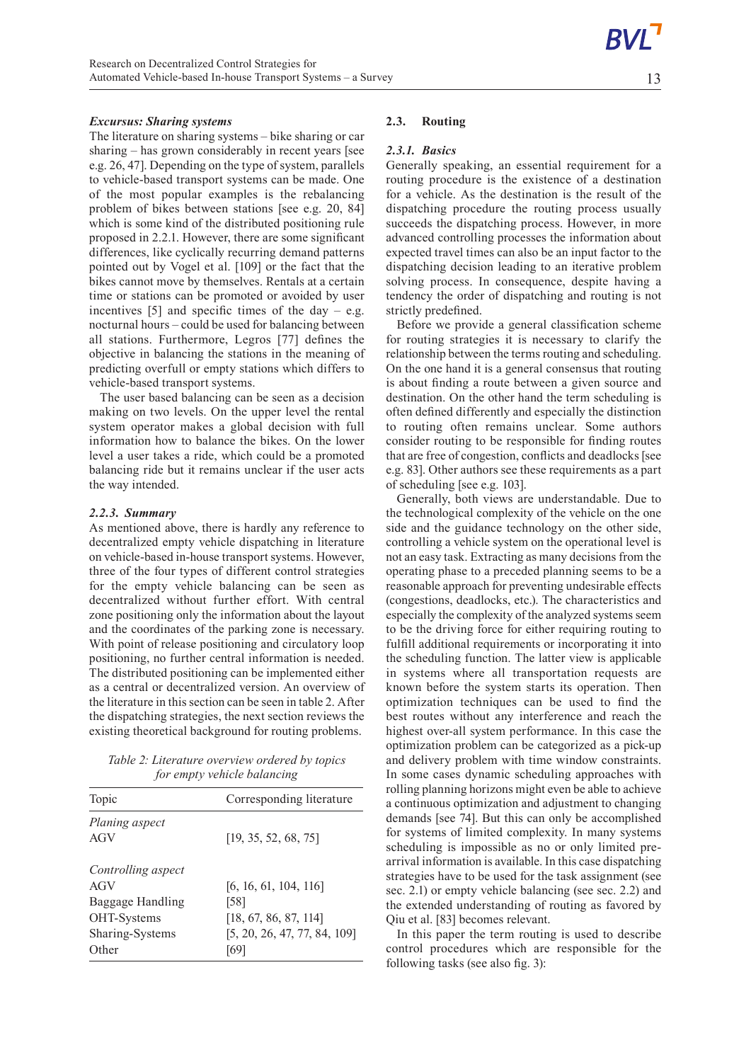### *Excursus: Sharing systems*

The literature on sharing systems – bike sharing or car sharing – has grown considerably in recent years [see e.g. 26, 47]. Depending on the type of system, parallels to vehicle-based transport systems can be made. One of the most popular examples is the rebalancing problem of bikes between stations [see e.g. 20, 84] which is some kind of the distributed positioning rule proposed in 2.2.1. However, there are some significant differences, like cyclically recurring demand patterns pointed out by Vogel et al. [109] or the fact that the bikes cannot move by themselves. Rentals at a certain time or stations can be promoted or avoided by user incentives [5] and specific times of the day – e.g. nocturnal hours – could be used for balancing between all stations. Furthermore, Legros [77] defines the objective in balancing the stations in the meaning of predicting overfull or empty stations which differs to vehicle-based transport systems.

The user based balancing can be seen as a decision making on two levels. On the upper level the rental system operator makes a global decision with full information how to balance the bikes. On the lower level a user takes a ride, which could be a promoted balancing ride but it remains unclear if the user acts the way intended.

### *2.2.3. Summary*

As mentioned above, there is hardly any reference to decentralized empty vehicle dispatching in literature on vehicle-based in-house transport systems. However, three of the four types of different control strategies for the empty vehicle balancing can be seen as decentralized without further effort. With central zone positioning only the information about the layout and the coordinates of the parking zone is necessary. With point of release positioning and circulatory loop positioning, no further central information is needed. The distributed positioning can be implemented either as a central or decentralized version. An overview of the literature in this section can be seen in table 2. After the dispatching strategies, the next section reviews the existing theoretical background for routing problems.

*Table 2: Literature overview ordered by topics for empty vehicle balancing*

| Topic | Corresponding literature |
|---|---|
| *Planing aspect* | |
| AGV | [19, 35, 52, 68, 75] |
| *Controlling aspect* | |
| AGV | [6, 16, 61, 104, 116] |
| Baggage Handling | [58] |
| OHT-Systems | [18, 67, 86, 87, 114] |
| Sharing-Systems | [5, 20, 26, 47, 77, 84, 109] |
| Other | [69] |

## 2.3. Routing

### *2.3.1. Basics*

Generally speaking, an essential requirement for a routing procedure is the existence of a destination for a vehicle. As the destination is the result of the dispatching procedure the routing process usually succeeds the dispatching process. However, in more advanced controlling processes the information about expected travel times can also be an input factor to the dispatching decision leading to an iterative problem solving process. In consequence, despite having a tendency the order of dispatching and routing is not strictly predefined.

Before we provide a general classification scheme for routing strategies it is necessary to clarify the relationship between the terms routing and scheduling. On the one hand it is a general consensus that routing is about finding a route between a given source and destination. On the other hand the term scheduling is often defined differently and especially the distinction to routing often remains unclear. Some authors consider routing to be responsible for finding routes that are free of congestion, conflicts and deadlocks [see e.g. 83]. Other authors see these requirements as a part of scheduling [see e.g. 103].

Generally, both views are understandable. Due to the technological complexity of the vehicle on the one side and the guidance technology on the other side, controlling a vehicle system on the operational level is not an easy task. Extracting as many decisions from the operating phase to a preceded planning seems to be a reasonable approach for preventing undesirable effects (congestions, deadlocks, etc.). The characteristics and especially the complexity of the analyzed systems seem to be the driving force for either requiring routing to fulfill additional requirements or incorporating it into the scheduling function. The latter view is applicable in systems where all transportation requests are known before the system starts its operation. Then optimization techniques can be used to find the best routes without any interference and reach the highest over-all system performance. In this case the optimization problem can be categorized as a pick-up and delivery problem with time window constraints. In some cases dynamic scheduling approaches with rolling planning horizons might even be able to achieve a continuous optimization and adjustment to changing demands [see 74]. But this can only be accomplished for systems of limited complexity. In many systems scheduling is impossible as no or only limited pre-arrival information is available. In this case dispatching strategies have to be used for the task assignment (see sec. 2.1) or empty vehicle balancing (see sec. 2.2) and the extended understanding of routing as favored by Qiu et al. [83] becomes relevant.

In this paper the term routing is used to describe control procedures which are responsible for the following tasks (see also fig. 3):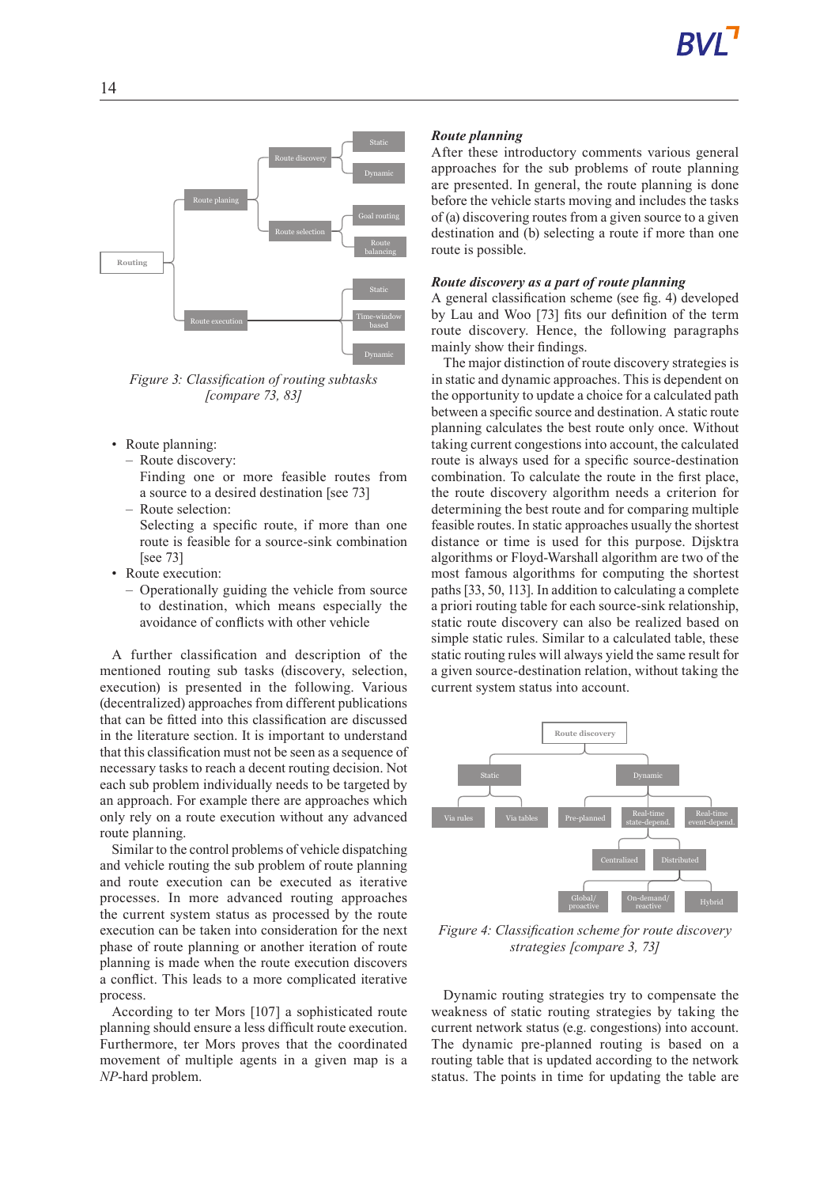Figure 3: Classification of routing subtasks [compare 73, 83]

- Route planning:
  - Route discovery:
    Finding one or more feasible routes from a source to a desired destination [see 73]
  - Route selection:
    Selecting a specific route, if more than one route is feasible for a source-sink combination [see 73]
- Route execution:
  - Operationally guiding the vehicle from source to destination, which means especially the avoidance of conflicts with other vehicle

A further classification and description of the mentioned routing sub tasks (discovery, selection, execution) is presented in the following. Various (decentralized) approaches from different publications that can be fitted into this classification are discussed in the literature section. It is important to understand that this classification must not be seen as a sequence of necessary tasks to reach a decent routing decision. Not each sub problem individually needs to be targeted by an approach. For example there are approaches which only rely on a route execution without any advanced route planning.

Similar to the control problems of vehicle dispatching and vehicle routing the sub problem of route planning and route execution can be executed as iterative processes. In more advanced routing approaches the current system status as processed by the route execution can be taken into consideration for the next phase of route planning or another iteration of route planning is made when the route execution discovers a conflict. This leads to a more complicated iterative process.

According to ter Mors [107] a sophisticated route planning should ensure a less difficult route execution. Furthermore, ter Mors proves that the coordinated movement of multiple agents in a given map is a *NP*-hard problem.

***Route planning***

After these introductory comments various general approaches for the sub problems of route planning are presented. In general, the route planning is done before the vehicle starts moving and includes the tasks of (a) discovering routes from a given source to a given destination and (b) selecting a route if more than one route is possible.

***Route discovery as a part of route planning***

A general classification scheme (see fig. 4) developed by Lau and Woo [73] fits our definition of the term route discovery. Hence, the following paragraphs mainly show their findings.

The major distinction of route discovery strategies is in static and dynamic approaches. This is dependent on the opportunity to update a choice for a calculated path between a specific source and destination. A static route planning calculates the best route only once. Without taking current congestions into account, the calculated route is always used for a specific source-destination combination. To calculate the route in the first place, the route discovery algorithm needs a criterion for determining the best route and for comparing multiple feasible routes. In static approaches usually the shortest distance or time is used for this purpose. Dijsktra algorithms or Floyd-Warshall algorithm are two of the most famous algorithms for computing the shortest paths [33, 50, 113]. In addition to calculating a complete a priori routing table for each source-sink relationship, static route discovery can also be realized based on simple static rules. Similar to a calculated table, these static routing rules will always yield the same result for a given source-destination relation, without taking the current system status into account.

Figure 4: Classification scheme for route discovery strategies [compare 3, 73]

Dynamic routing strategies try to compensate the weakness of static routing strategies by taking the current network status (e.g. congestions) into account. The dynamic pre-planned routing is based on a routing table that is updated according to the network status. The points in time for updating the table are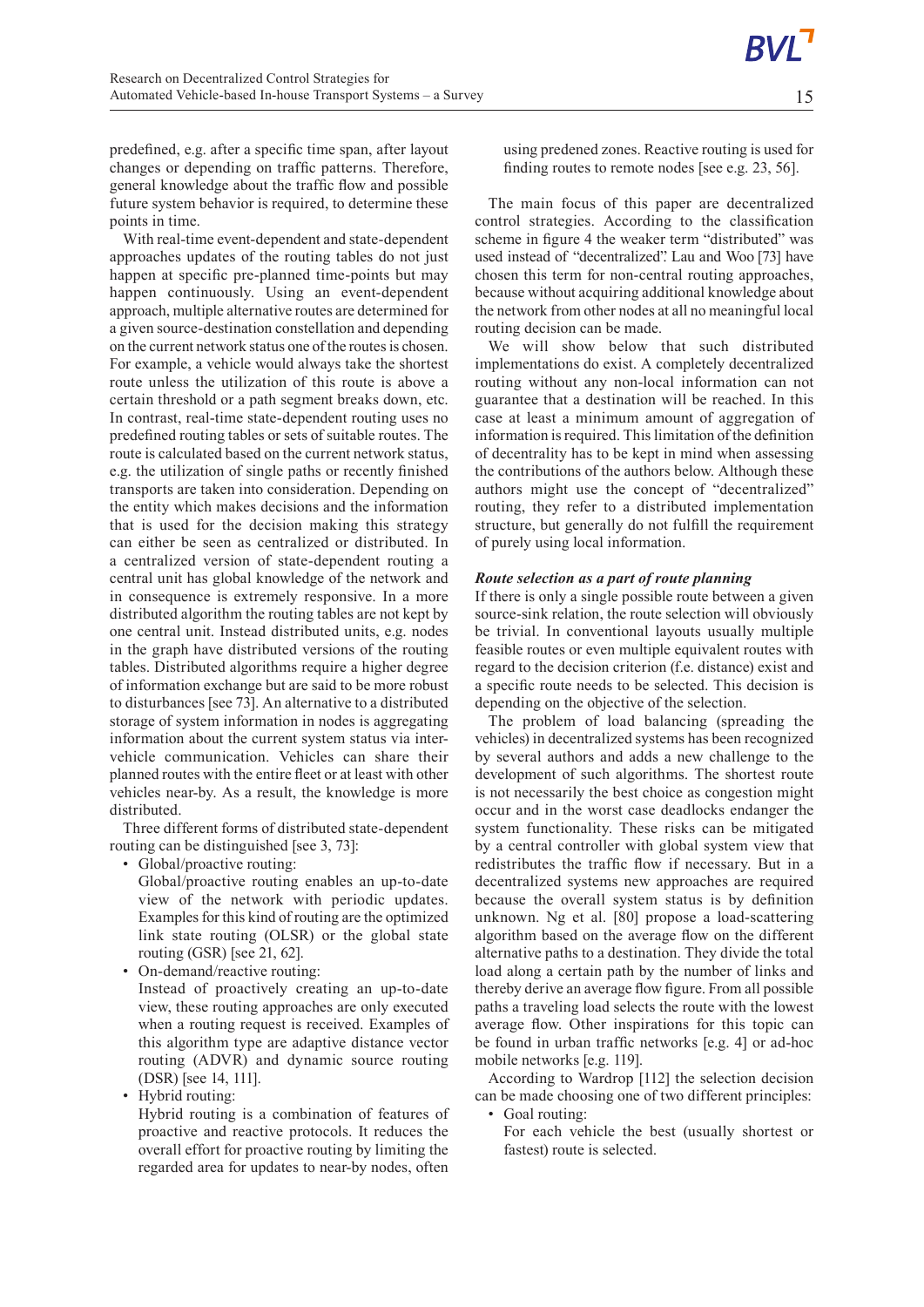predefined, e.g. after a specific time span, after layout changes or depending on traffic patterns. Therefore, general knowledge about the traffic flow and possible future system behavior is required, to determine these points in time.

With real-time event-dependent and state-dependent approaches updates of the routing tables do not just happen at specific pre-planned time-points but may happen continuously. Using an event-dependent approach, multiple alternative routes are determined for a given source-destination constellation and depending on the current network status one of the routes is chosen. For example, a vehicle would always take the shortest route unless the utilization of this route is above a certain threshold or a path segment breaks down, etc. In contrast, real-time state-dependent routing uses no predefined routing tables or sets of suitable routes. The route is calculated based on the current network status, e.g. the utilization of single paths or recently finished transports are taken into consideration. Depending on the entity which makes decisions and the information that is used for the decision making this strategy can either be seen as centralized or distributed. In a centralized version of state-dependent routing a central unit has global knowledge of the network and in consequence is extremely responsive. In a more distributed algorithm the routing tables are not kept by one central unit. Instead distributed units, e.g. nodes in the graph have distributed versions of the routing tables. Distributed algorithms require a higher degree of information exchange but are said to be more robust to disturbances [see 73]. An alternative to a distributed storage of system information in nodes is aggregating information about the current system status via inter-vehicle communication. Vehicles can share their planned routes with the entire fleet or at least with other vehicles near-by. As a result, the knowledge is more distributed.

Three different forms of distributed state-dependent routing can be distinguished [see 3, 73]:

- Global/proactive routing:
  Global/proactive routing enables an up-to-date view of the network with periodic updates. Examples for this kind of routing are the optimized link state routing (OLSR) or the global state routing (GSR) [see 21, 62].
- On-demand/reactive routing:
  Instead of proactively creating an up-to-date view, these routing approaches are only executed when a routing request is received. Examples of this algorithm type are adaptive distance vector routing (ADVR) and dynamic source routing (DSR) [see 14, 111].
- Hybrid routing:
  Hybrid routing is a combination of features of proactive and reactive protocols. It reduces the overall effort for proactive routing by limiting the regarded area for updates to near-by nodes, often using predened zones. Reactive routing is used for finding routes to remote nodes [see e.g. 23, 56].

The main focus of this paper are decentralized control strategies. According to the classification scheme in figure 4 the weaker term "distributed" was used instead of "decentralized". Lau and Woo [73] have chosen this term for non-central routing approaches, because without acquiring additional knowledge about the network from other nodes at all no meaningful local routing decision can be made.

We will show below that such distributed implementations do exist. A completely decentralized routing without any non-local information can not guarantee that a destination will be reached. In this case at least a minimum amount of aggregation of information is required. This limitation of the definition of decentrality has to be kept in mind when assessing the contributions of the authors below. Although these authors might use the concept of "decentralized" routing, they refer to a distributed implementation structure, but generally do not fulfill the requirement of purely using local information.

### *Route selection as a part of route planning*

If there is only a single possible route between a given source-sink relation, the route selection will obviously be trivial. In conventional layouts usually multiple feasible routes or even multiple equivalent routes with regard to the decision criterion (f.e. distance) exist and a specific route needs to be selected. This decision is depending on the objective of the selection.

The problem of load balancing (spreading the vehicles) in decentralized systems has been recognized by several authors and adds a new challenge to the development of such algorithms. The shortest route is not necessarily the best choice as congestion might occur and in the worst case deadlocks endanger the system functionality. These risks can be mitigated by a central controller with global system view that redistributes the traffic flow if necessary. But in a decentralized systems new approaches are required because the overall system status is by definition unknown. Ng et al. [80] propose a load-scattering algorithm based on the average flow on the different alternative paths to a destination. They divide the total load along a certain path by the number of links and thereby derive an average flow figure. From all possible paths a traveling load selects the route with the lowest average flow. Other inspirations for this topic can be found in urban traffic networks [e.g. 4] or ad-hoc mobile networks [e.g. 119].

According to Wardrop [112] the selection decision can be made choosing one of two different principles:

- Goal routing:
  For each vehicle the best (usually shortest or fastest) route is selected.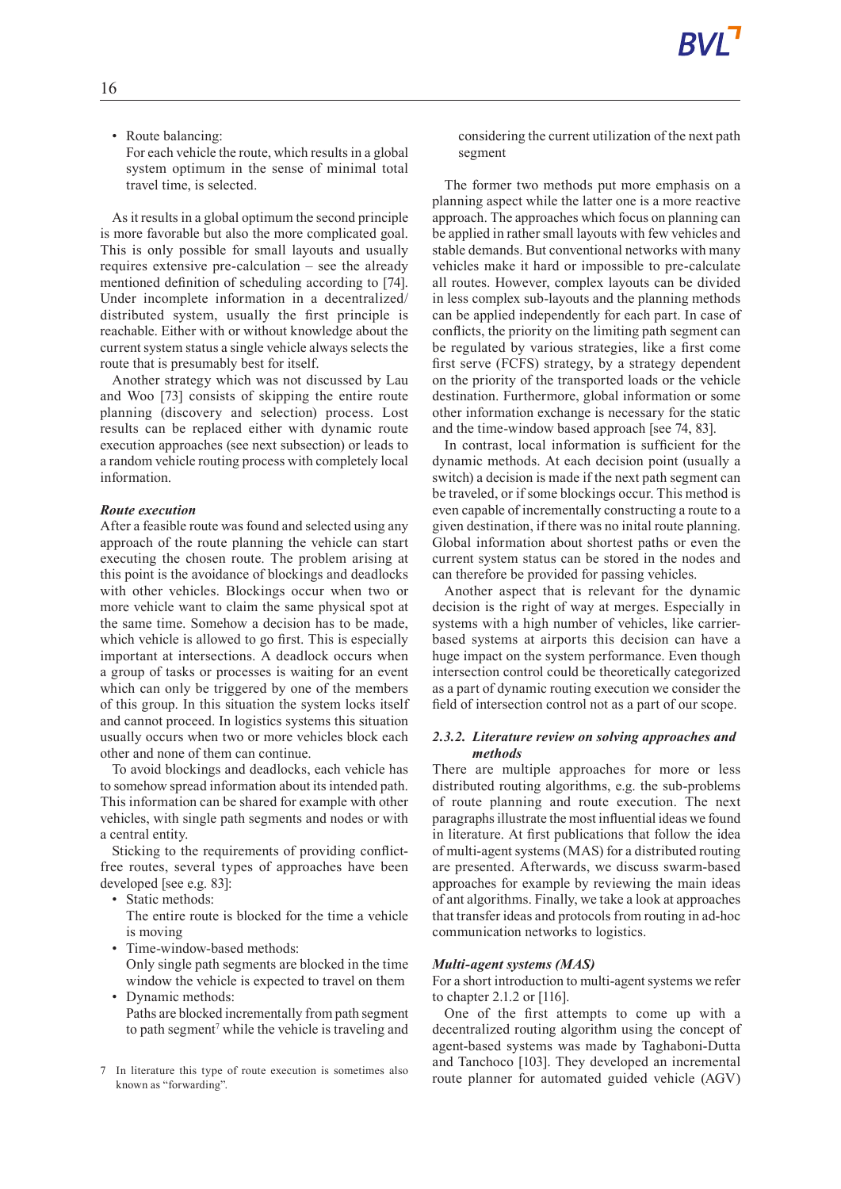- Route balancing:
  For each vehicle the route, which results in a global system optimum in the sense of minimal total travel time, is selected.

As it results in a global optimum the second principle is more favorable but also the more complicated goal. This is only possible for small layouts and usually requires extensive pre-calculation – see the already mentioned definition of scheduling according to [74]. Under incomplete information in a decentralized/distributed system, usually the first principle is reachable. Either with or without knowledge about the current system status a single vehicle always selects the route that is presumably best for itself.

Another strategy which was not discussed by Lau and Woo [73] consists of skipping the entire route planning (discovery and selection) process. Lost results can be replaced either with dynamic route execution approaches (see next subsection) or leads to a random vehicle routing process with completely local information.

***Route execution***

After a feasible route was found and selected using any approach of the route planning the vehicle can start executing the chosen route. The problem arising at this point is the avoidance of blockings and deadlocks with other vehicles. Blockings occur when two or more vehicle want to claim the same physical spot at the same time. Somehow a decision has to be made, which vehicle is allowed to go first. This is especially important at intersections. A deadlock occurs when a group of tasks or processes is waiting for an event which can only be triggered by one of the members of this group. In this situation the system locks itself and cannot proceed. In logistics systems this situation usually occurs when two or more vehicles block each other and none of them can continue.

To avoid blockings and deadlocks, each vehicle has to somehow spread information about its intended path. This information can be shared for example with other vehicles, with single path segments and nodes or with a central entity.

Sticking to the requirements of providing conflict-free routes, several types of approaches have been developed [see e.g. 83]:

- Static methods:
  The entire route is blocked for the time a vehicle is moving
- Time-window-based methods:
  Only single path segments are blocked in the time window the vehicle is expected to travel on them
- Dynamic methods:
  Paths are blocked incrementally from path segment to path segment[7] while the vehicle is traveling and considering the current utilization of the next path segment

The former two methods put more emphasis on a planning aspect while the latter one is a more reactive approach. The approaches which focus on planning can be applied in rather small layouts with few vehicles and stable demands. But conventional networks with many vehicles make it hard or impossible to pre-calculate all routes. However, complex layouts can be divided in less complex sub-layouts and the planning methods can be applied independently for each part. In case of conflicts, the priority on the limiting path segment can be regulated by various strategies, like a first come first serve (FCFS) strategy, by a strategy dependent on the priority of the transported loads or the vehicle destination. Furthermore, global information or some other information exchange is necessary for the static and the time-window based approach [see 74, 83].

In contrast, local information is sufficient for the dynamic methods. At each decision point (usually a switch) a decision is made if the next path segment can be traveled, or if some blockings occur. This method is even capable of incrementally constructing a route to a given destination, if there was no inital route planning. Global information about shortest paths or even the current system status can be stored in the nodes and can therefore be provided for passing vehicles.

Another aspect that is relevant for the dynamic decision is the right of way at merges. Especially in systems with a high number of vehicles, like carrier-based systems at airports this decision can have a huge impact on the system performance. Even though intersection control could be theoretically categorized as a part of dynamic routing execution we consider the field of intersection control not as a part of our scope.

### *2.3.2. Literature review on solving approaches and methods*

There are multiple approaches for more or less distributed routing algorithms, e.g. the sub-problems of route planning and route execution. The next paragraphs illustrate the most influential ideas we found in literature. At first publications that follow the idea of multi-agent systems (MAS) for a distributed routing are presented. Afterwards, we discuss swarm-based approaches for example by reviewing the main ideas of ant algorithms. Finally, we take a look at approaches that transfer ideas and protocols from routing in ad-hoc communication networks to logistics.

***Multi-agent systems (MAS)***

For a short introduction to multi-agent systems we refer to chapter 2.1.2 or [116].

One of the first attempts to come up with a decentralized routing algorithm using the concept of agent-based systems was made by Taghaboni-Dutta and Tanchoco [103]. They developed an incremental route planner for automated guided vehicle (AGV)

[7] In literature this type of route execution is sometimes also known as "forwarding".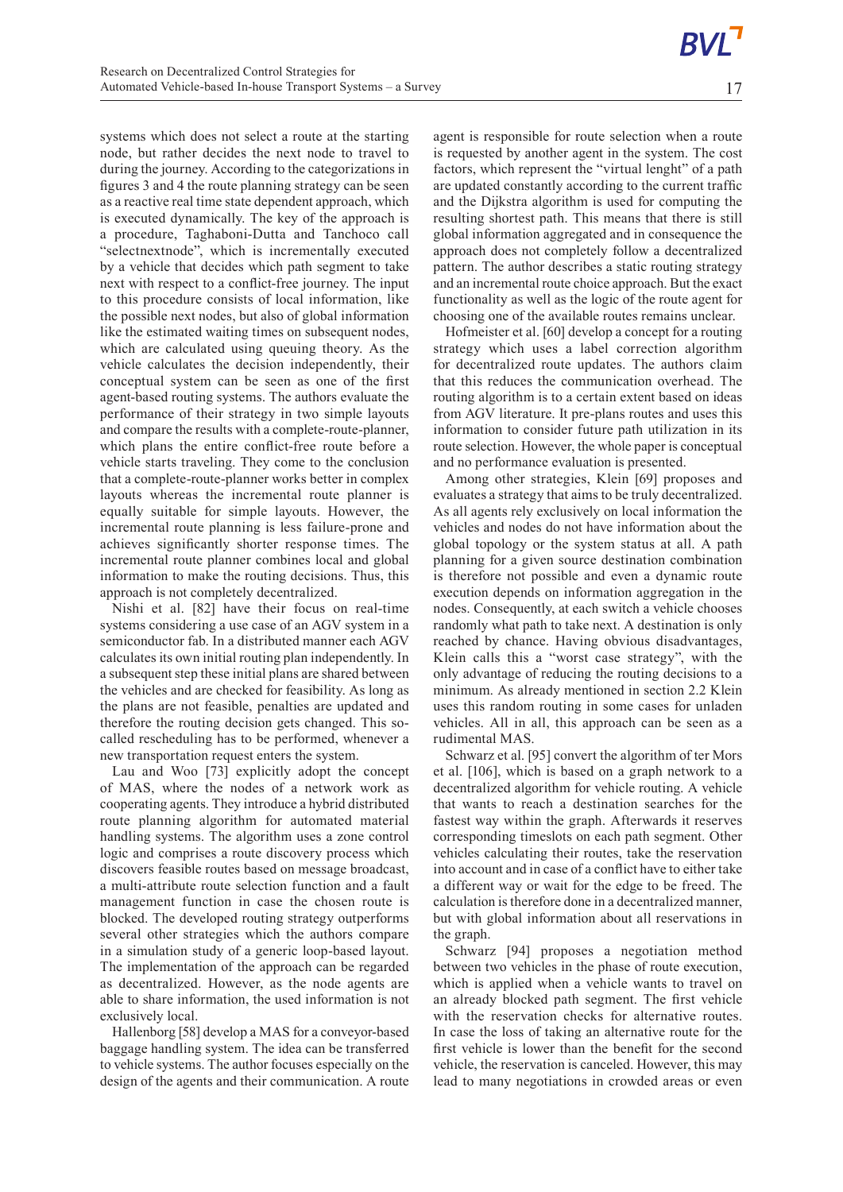systems which does not select a route at the starting node, but rather decides the next node to travel to during the journey. According to the categorizations in figures 3 and 4 the route planning strategy can be seen as a reactive real time state dependent approach, which is executed dynamically. The key of the approach is a procedure, Taghaboni-Dutta and Tanchoco call "selectnextnode", which is incrementally executed by a vehicle that decides which path segment to take next with respect to a conflict-free journey. The input to this procedure consists of local information, like the possible next nodes, but also of global information like the estimated waiting times on subsequent nodes, which are calculated using queuing theory. As the vehicle calculates the decision independently, their conceptual system can be seen as one of the first agent-based routing systems. The authors evaluate the performance of their strategy in two simple layouts and compare the results with a complete-route-planner, which plans the entire conflict-free route before a vehicle starts traveling. They come to the conclusion that a complete-route-planner works better in complex layouts whereas the incremental route planner is equally suitable for simple layouts. However, the incremental route planning is less failure-prone and achieves significantly shorter response times. The incremental route planner combines local and global information to make the routing decisions. Thus, this approach is not completely decentralized.

Nishi et al. [82] have their focus on real-time systems considering a use case of an AGV system in a semiconductor fab. In a distributed manner each AGV calculates its own initial routing plan independently. In a subsequent step these initial plans are shared between the vehicles and are checked for feasibility. As long as the plans are not feasible, penalties are updated and therefore the routing decision gets changed. This so-called rescheduling has to be performed, whenever a new transportation request enters the system.

Lau and Woo [73] explicitly adopt the concept of MAS, where the nodes of a network work as cooperating agents. They introduce a hybrid distributed route planning algorithm for automated material handling systems. The algorithm uses a zone control logic and comprises a route discovery process which discovers feasible routes based on message broadcast, a multi-attribute route selection function and a fault management function in case the chosen route is blocked. The developed routing strategy outperforms several other strategies which the authors compare in a simulation study of a generic loop-based layout. The implementation of the approach can be regarded as decentralized. However, as the node agents are able to share information, the used information is not exclusively local.

Hallenborg [58] develop a MAS for a conveyor-based baggage handling system. The idea can be transferred to vehicle systems. The author focuses especially on the design of the agents and their communication. A route agent is responsible for route selection when a route is requested by another agent in the system. The cost factors, which represent the "virtual lenght" of a path are updated constantly according to the current traffic and the Dijkstra algorithm is used for computing the resulting shortest path. This means that there is still global information aggregated and in consequence the approach does not completely follow a decentralized pattern. The author describes a static routing strategy and an incremental route choice approach. But the exact functionality as well as the logic of the route agent for choosing one of the available routes remains unclear.

Hofmeister et al. [60] develop a concept for a routing strategy which uses a label correction algorithm for decentralized route updates. The authors claim that this reduces the communication overhead. The routing algorithm is to a certain extent based on ideas from AGV literature. It pre-plans routes and uses this information to consider future path utilization in its route selection. However, the whole paper is conceptual and no performance evaluation is presented.

Among other strategies, Klein [69] proposes and evaluates a strategy that aims to be truly decentralized. As all agents rely exclusively on local information the vehicles and nodes do not have information about the global topology or the system status at all. A path planning for a given source destination combination is therefore not possible and even a dynamic route execution depends on information aggregation in the nodes. Consequently, at each switch a vehicle chooses randomly what path to take next. A destination is only reached by chance. Having obvious disadvantages, Klein calls this a "worst case strategy", with the only advantage of reducing the routing decisions to a minimum. As already mentioned in section 2.2 Klein uses this random routing in some cases for unladen vehicles. All in all, this approach can be seen as a rudimental MAS.

Schwarz et al. [95] convert the algorithm of ter Mors et al. [106], which is based on a graph network to a decentralized algorithm for vehicle routing. A vehicle that wants to reach a destination searches for the fastest way within the graph. Afterwards it reserves corresponding timeslots on each path segment. Other vehicles calculating their routes, take the reservation into account and in case of a conflict have to either take a different way or wait for the edge to be freed. The calculation is therefore done in a decentralized manner, but with global information about all reservations in the graph.

Schwarz [94] proposes a negotiation method between two vehicles in the phase of route execution, which is applied when a vehicle wants to travel on an already blocked path segment. The first vehicle with the reservation checks for alternative routes. In case the loss of taking an alternative route for the first vehicle is lower than the benefit for the second vehicle, the reservation is canceled. However, this may lead to many negotiations in crowded areas or even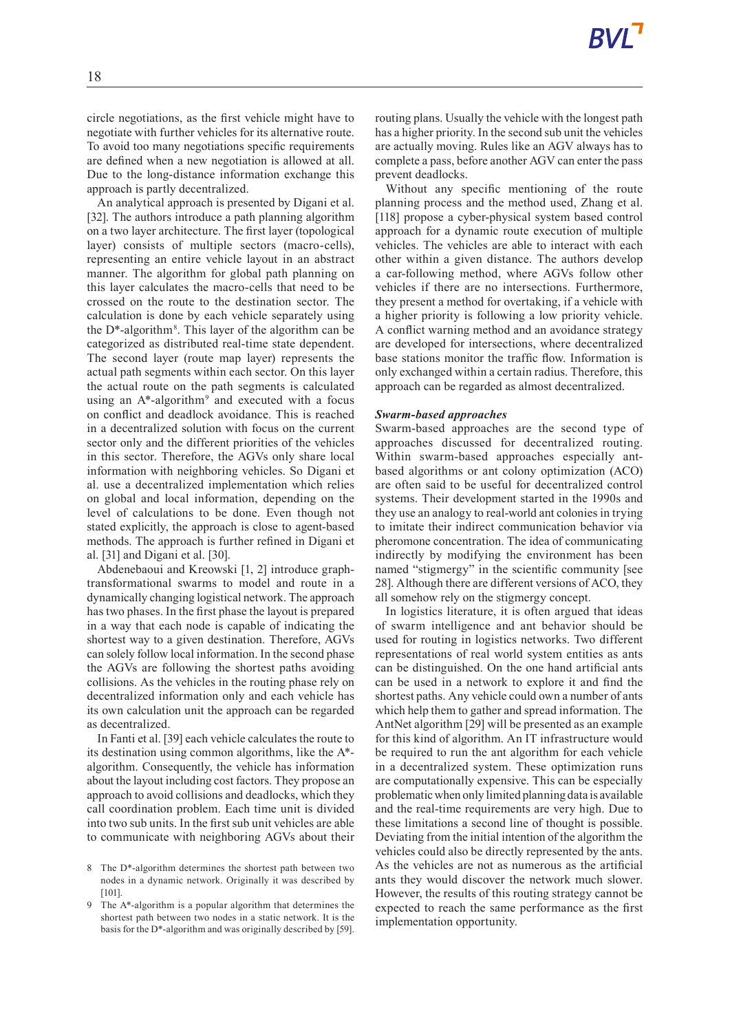circle negotiations, as the first vehicle might have to negotiate with further vehicles for its alternative route. To avoid too many negotiations specific requirements are defined when a new negotiation is allowed at all. Due to the long-distance information exchange this approach is partly decentralized.

An analytical approach is presented by Digani et al. [32]. The authors introduce a path planning algorithm on a two layer architecture. The first layer (topological layer) consists of multiple sectors (macro-cells), representing an entire vehicle layout in an abstract manner. The algorithm for global path planning on this layer calculates the macro-cells that need to be crossed on the route to the destination sector. The calculation is done by each vehicle separately using the D*-algorithm[8]. This layer of the algorithm can be categorized as distributed real-time state dependent. The second layer (route map layer) represents the actual path segments within each sector. On this layer the actual route on the path segments is calculated using an A*-algorithm[9] and executed with a focus on conflict and deadlock avoidance. This is reached in a decentralized solution with focus on the current sector only and the different priorities of the vehicles in this sector. Therefore, the AGVs only share local information with neighboring vehicles. So Digani et al. use a decentralized implementation which relies on global and local information, depending on the level of calculations to be done. Even though not stated explicitly, the approach is close to agent-based methods. The approach is further refined in Digani et al. [31] and Digani et al. [30].

Abdenebaoui and Kreowski [1, 2] introduce graph-transformational swarms to model and route in a dynamically changing logistical network. The approach has two phases. In the first phase the layout is prepared in a way that each node is capable of indicating the shortest way to a given destination. Therefore, AGVs can solely follow local information. In the second phase the AGVs are following the shortest paths avoiding collisions. As the vehicles in the routing phase rely on decentralized information only and each vehicle has its own calculation unit the approach can be regarded as decentralized.

In Fanti et al. [39] each vehicle calculates the route to its destination using common algorithms, like the A*-algorithm. Consequently, the vehicle has information about the layout including cost factors. They propose an approach to avoid collisions and deadlocks, which they call coordination problem. Each time unit is divided into two sub units. In the first sub unit vehicles are able to communicate with neighboring AGVs about their routing plans. Usually the vehicle with the longest path has a higher priority. In the second sub unit the vehicles are actually moving. Rules like an AGV always has to complete a pass, before another AGV can enter the pass prevent deadlocks.

Without any specific mentioning of the route planning process and the method used, Zhang et al. [118] propose a cyber-physical system based control approach for a dynamic route execution of multiple vehicles. The vehicles are able to interact with each other within a given distance. The authors develop a car-following method, where AGVs follow other vehicles if there are no intersections. Furthermore, they present a method for overtaking, if a vehicle with a higher priority is following a low priority vehicle. A conflict warning method and an avoidance strategy are developed for intersections, where decentralized base stations monitor the traffic flow. Information is only exchanged within a certain radius. Therefore, this approach can be regarded as almost decentralized.

***Swarm-based approaches***

Swarm-based approaches are the second type of approaches discussed for decentralized routing. Within swarm-based approaches especially ant-based algorithms or ant colony optimization (ACO) are often said to be useful for decentralized control systems. Their development started in the 1990s and they use an analogy to real-world ant colonies in trying to imitate their indirect communication behavior via pheromone concentration. The idea of communicating indirectly by modifying the environment has been named "stigmergy" in the scientific community [see 28]. Although there are different versions of ACO, they all somehow rely on the stigmergy concept.

In logistics literature, it is often argued that ideas of swarm intelligence and ant behavior should be used for routing in logistics networks. Two different representations of real world system entities as ants can be distinguished. On the one hand artificial ants can be used in a network to explore it and find the shortest paths. Any vehicle could own a number of ants which help them to gather and spread information. The AntNet algorithm [29] will be presented as an example for this kind of algorithm. An IT infrastructure would be required to run the ant algorithm for each vehicle in a decentralized system. These optimization runs are computationally expensive. This can be especially problematic when only limited planning data is available and the real-time requirements are very high. Due to these limitations a second line of thought is possible. Deviating from the initial intention of the algorithm the vehicles could also be directly represented by the ants. As the vehicles are not as numerous as the artificial ants they would discover the network much slower. However, the results of this routing strategy cannot be expected to reach the same performance as the first implementation opportunity.

8 The D*-algorithm determines the shortest path between two nodes in a dynamic network. Originally it was described by [101].

9 The A*-algorithm is a popular algorithm that determines the shortest path between two nodes in a static network. It is the basis for the D*-algorithm and was originally described by [59].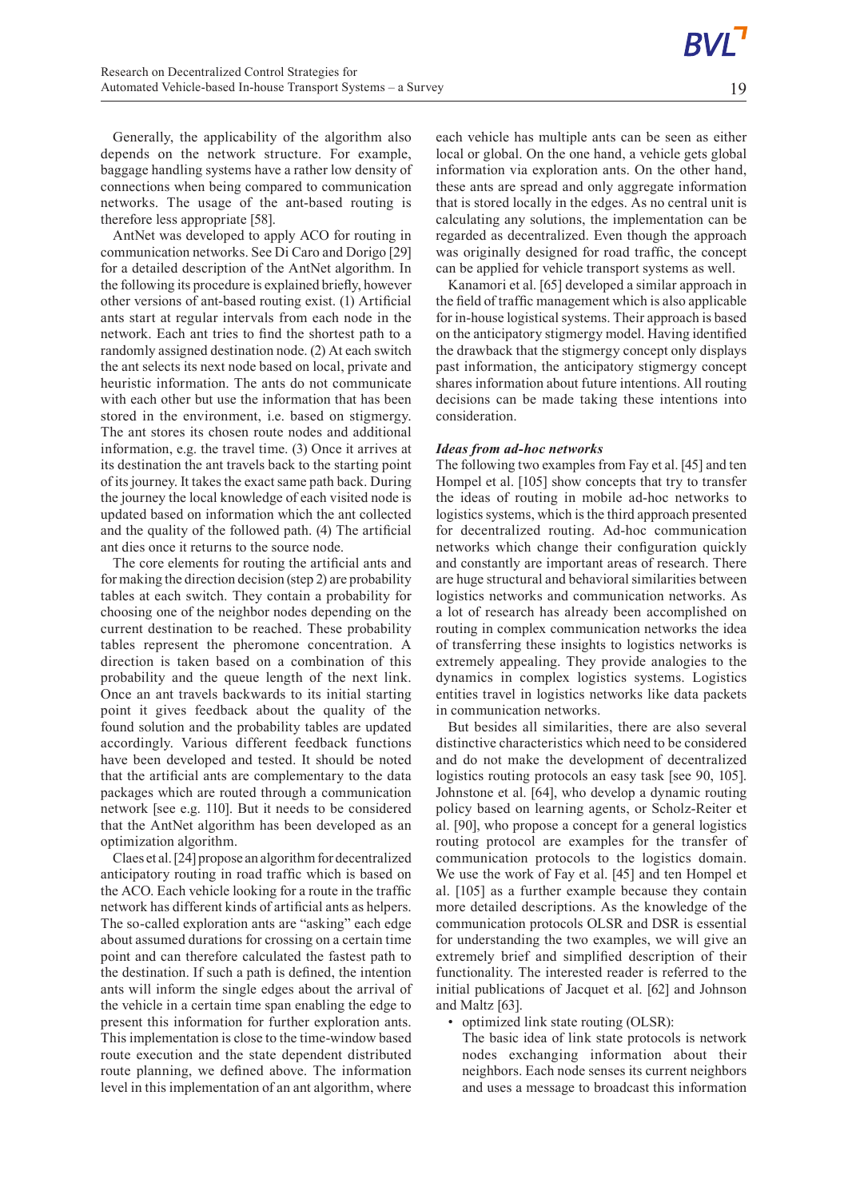Generally, the applicability of the algorithm also depends on the network structure. For example, baggage handling systems have a rather low density of connections when being compared to communication networks. The usage of the ant-based routing is therefore less appropriate [58].

AntNet was developed to apply ACO for routing in communication networks. See Di Caro and Dorigo [29] for a detailed description of the AntNet algorithm. In the following its procedure is explained briefly, however other versions of ant-based routing exist. (1) Artificial ants start at regular intervals from each node in the network. Each ant tries to find the shortest path to a randomly assigned destination node. (2) At each switch the ant selects its next node based on local, private and heuristic information. The ants do not communicate with each other but use the information that has been stored in the environment, i.e. based on stigmergy. The ant stores its chosen route nodes and additional information, e.g. the travel time. (3) Once it arrives at its destination the ant travels back to the starting point of its journey. It takes the exact same path back. During the journey the local knowledge of each visited node is updated based on information which the ant collected and the quality of the followed path. (4) The artificial ant dies once it returns to the source node.

The core elements for routing the artificial ants and for making the direction decision (step 2) are probability tables at each switch. They contain a probability for choosing one of the neighbor nodes depending on the current destination to be reached. These probability tables represent the pheromone concentration. A direction is taken based on a combination of this probability and the queue length of the next link. Once an ant travels backwards to its initial starting point it gives feedback about the quality of the found solution and the probability tables are updated accordingly. Various different feedback functions have been developed and tested. It should be noted that the artificial ants are complementary to the data packages which are routed through a communication network [see e.g. 110]. But it needs to be considered that the AntNet algorithm has been developed as an optimization algorithm.

Claes et al. [24] propose an algorithm for decentralized anticipatory routing in road traffic which is based on the ACO. Each vehicle looking for a route in the traffic network has different kinds of artificial ants as helpers. The so-called exploration ants are "asking" each edge about assumed durations for crossing on a certain time point and can therefore calculated the fastest path to the destination. If such a path is defined, the intention ants will inform the single edges about the arrival of the vehicle in a certain time span enabling the edge to present this information for further exploration ants. This implementation is close to the time-window based route execution and the state dependent distributed route planning, we defined above. The information level in this implementation of an ant algorithm, where each vehicle has multiple ants can be seen as either local or global. On the one hand, a vehicle gets global information via exploration ants. On the other hand, these ants are spread and only aggregate information that is stored locally in the edges. As no central unit is calculating any solutions, the implementation can be regarded as decentralized. Even though the approach was originally designed for road traffic, the concept can be applied for vehicle transport systems as well.

Kanamori et al. [65] developed a similar approach in the field of traffic management which is also applicable for in-house logistical systems. Their approach is based on the anticipatory stigmergy model. Having identified the drawback that the stigmergy concept only displays past information, the anticipatory stigmergy concept shares information about future intentions. All routing decisions can be made taking these intentions into consideration.

***Ideas from ad-hoc networks***

The following two examples from Fay et al. [45] and ten Hompel et al. [105] show concepts that try to transfer the ideas of routing in mobile ad-hoc networks to logistics systems, which is the third approach presented for decentralized routing. Ad-hoc communication networks which change their configuration quickly and constantly are important areas of research. There are huge structural and behavioral similarities between logistics networks and communication networks. As a lot of research has already been accomplished on routing in complex communication networks the idea of transferring these insights to logistics networks is extremely appealing. They provide analogies to the dynamics in complex logistics systems. Logistics entities travel in logistics networks like data packets in communication networks.

But besides all similarities, there are also several distinctive characteristics which need to be considered and do not make the development of decentralized logistics routing protocols an easy task [see 90, 105]. Johnstone et al. [64], who develop a dynamic routing policy based on learning agents, or Scholz-Reiter et al. [90], who propose a concept for a general logistics routing protocol are examples for the transfer of communication protocols to the logistics domain. We use the work of Fay et al. [45] and ten Hompel et al. [105] as a further example because they contain more detailed descriptions. As the knowledge of the communication protocols OLSR and DSR is essential for understanding the two examples, we will give an extremely brief and simplified description of their functionality. The interested reader is referred to the initial publications of Jacquet et al. [62] and Johnson and Maltz [63].

- optimized link state routing (OLSR):
  The basic idea of link state protocols is network nodes exchanging information about their neighbors. Each node senses its current neighbors and uses a message to broadcast this information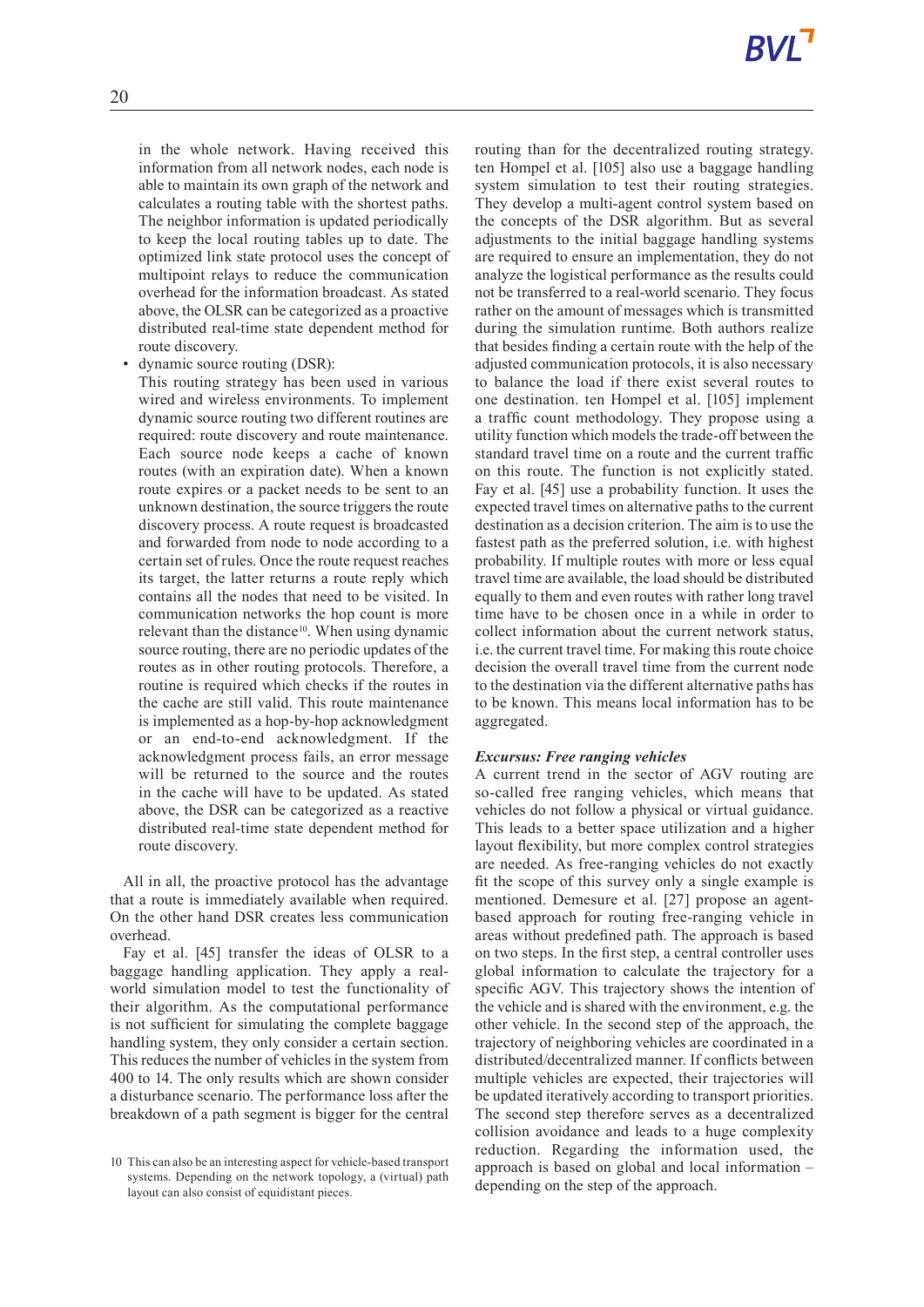in the whole network. Having received this information from all network nodes, each node is able to maintain its own graph of the network and calculates a routing table with the shortest paths. The neighbor information is updated periodically to keep the local routing tables up to date. The optimized link state protocol uses the concept of multipoint relays to reduce the communication overhead for the information broadcast. As stated above, the OLSR can be categorized as a proactive distributed real-time state dependent method for route discovery.

- dynamic source routing (DSR):
  This routing strategy has been used in various wired and wireless environments. To implement dynamic source routing two different routines are required: route discovery and route maintenance. Each source node keeps a cache of known routes (with an expiration date). When a known route expires or a packet needs to be sent to an unknown destination, the source triggers the route discovery process. A route request is broadcasted and forwarded from node to node according to a certain set of rules. Once the route request reaches its target, the latter returns a route reply which contains all the nodes that need to be visited. In communication networks the hop count is more relevant than the distance[10]. When using dynamic source routing, there are no periodic updates of the routes as in other routing protocols. Therefore, a routine is required which checks if the routes in the cache are still valid. This route maintenance is implemented as a hop-by-hop acknowledgment or an end-to-end acknowledgment. If the acknowledgment process fails, an error message will be returned to the source and the routes in the cache will have to be updated. As stated above, the DSR can be categorized as a reactive distributed real-time state dependent method for route discovery.

All in all, the proactive protocol has the advantage that a route is immediately available when required. On the other hand DSR creates less communication overhead.

Fay et al. [45] transfer the ideas of OLSR to a baggage handling application. They apply a real-world simulation model to test the functionality of their algorithm. As the computational performance is not sufficient for simulating the complete baggage handling system, they only consider a certain section. This reduces the number of vehicles in the system from 400 to 14. The only results which are shown consider a disturbance scenario. The performance loss after the breakdown of a path segment is bigger for the central routing than for the decentralized routing strategy. ten Hompel et al. [105] also use a baggage handling system simulation to test their routing strategies. They develop a multi-agent control system based on the concepts of the DSR algorithm. But as several adjustments to the initial baggage handling systems are required to ensure an implementation, they do not analyze the logistical performance as the results could not be transferred to a real-world scenario. They focus rather on the amount of messages which is transmitted during the simulation runtime. Both authors realize that besides finding a certain route with the help of the adjusted communication protocols, it is also necessary to balance the load if there exist several routes to one destination. ten Hompel et al. [105] implement a traffic count methodology. They propose using a utility function which models the trade-off between the standard travel time on a route and the current traffic on this route. The function is not explicitly stated. Fay et al. [45] use a probability function. It uses the expected travel times on alternative paths to the current destination as a decision criterion. The aim is to use the fastest path as the preferred solution, i.e. with highest probability. If multiple routes with more or less equal travel time are available, the load should be distributed equally to them and even routes with rather long travel time have to be chosen once in a while in order to collect information about the current network status, i.e. the current travel time. For making this route choice decision the overall travel time from the current node to the destination via the different alternative paths has to be known. This means local information has to be aggregated.

***Excursus: Free ranging vehicles***

A current trend in the sector of AGV routing are so-called free ranging vehicles, which means that vehicles do not follow a physical or virtual guidance. This leads to a better space utilization and a higher layout flexibility, but more complex control strategies are needed. As free-ranging vehicles do not exactly fit the scope of this survey only a single example is mentioned. Demesure et al. [27] propose an agent-based approach for routing free-ranging vehicle in areas without predefined path. The approach is based on two steps. In the first step, a central controller uses global information to calculate the trajectory for a specific AGV. This trajectory shows the intention of the vehicle and is shared with the environment, e.g. the other vehicle. In the second step of the approach, the trajectory of neighboring vehicles are coordinated in a distributed/decentralized manner. If conflicts between multiple vehicles are expected, their trajectories will be updated iteratively according to transport priorities. The second step therefore serves as a decentralized collision avoidance and leads to a huge complexity reduction. Regarding the information used, the approach is based on global and local information – depending on the step of the approach.

[10] This can also be an interesting aspect for vehicle-based transport systems. Depending on the network topology, a (virtual) path layout can also consist of equidistant pieces.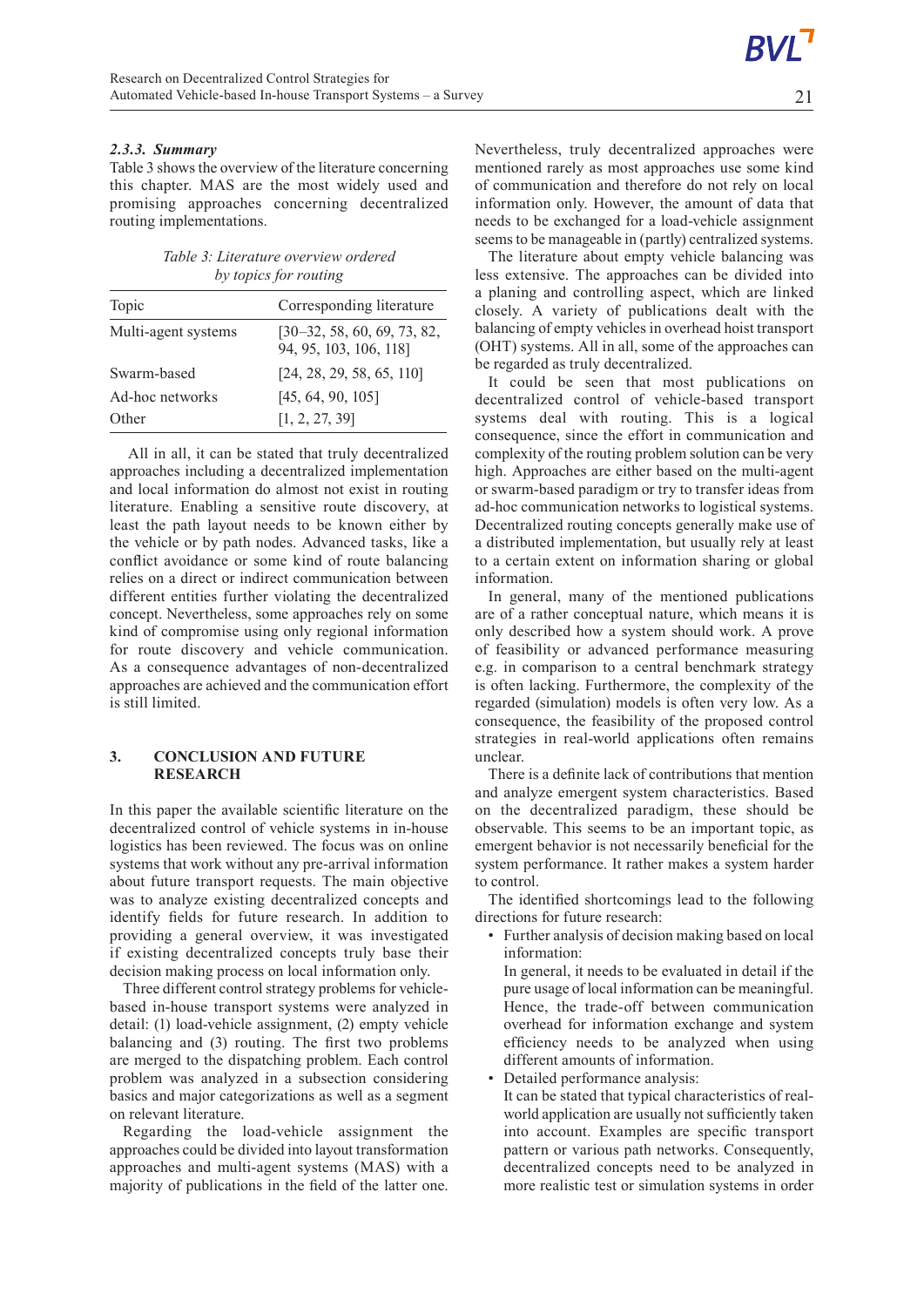#### 2.3.3. *Summary*

Table 3 shows the overview of the literature concerning this chapter. MAS are the most widely used and promising approaches concerning decentralized routing implementations.

*Table 3: Literature overview ordered by topics for routing*

| Topic | Corresponding literature |
|---|---|
| Multi-agent systems | [30–32, 58, 60, 69, 73, 82, 94, 95, 103, 106, 118] |
| Swarm-based | [24, 28, 29, 58, 65, 110] |
| Ad-hoc networks | [45, 64, 90, 105] |
| Other | [1, 2, 27, 39] |

All in all, it can be stated that truly decentralized approaches including a decentralized implementation and local information do almost not exist in routing literature. Enabling a sensitive route discovery, at least the path layout needs to be known either by the vehicle or by path nodes. Advanced tasks, like a conflict avoidance or some kind of route balancing relies on a direct or indirect communication between different entities further violating the decentralized concept. Nevertheless, some approaches rely on some kind of compromise using only regional information for route discovery and vehicle communication. As a consequence advantages of non-decentralized approaches are achieved and the communication effort is still limited.

## 3. CONCLUSION AND FUTURE RESEARCH

In this paper the available scientific literature on the decentralized control of vehicle systems in in-house logistics has been reviewed. The focus was on online systems that work without any pre-arrival information about future transport requests. The main objective was to analyze existing decentralized concepts and identify fields for future research. In addition to providing a general overview, it was investigated if existing decentralized concepts truly base their decision making process on local information only.

Three different control strategy problems for vehicle-based in-house transport systems were analyzed in detail: (1) load-vehicle assignment, (2) empty vehicle balancing and (3) routing. The first two problems are merged to the dispatching problem. Each control problem was analyzed in a subsection considering basics and major categorizations as well as a segment on relevant literature.

Regarding the load-vehicle assignment the approaches could be divided into layout transformation approaches and multi-agent systems (MAS) with a majority of publications in the field of the latter one. Nevertheless, truly decentralized approaches were mentioned rarely as most approaches use some kind of communication and therefore do not rely on local information only. However, the amount of data that needs to be exchanged for a load-vehicle assignment seems to be manageable in (partly) centralized systems.

The literature about empty vehicle balancing was less extensive. The approaches can be divided into a planing and controlling aspect, which are linked closely. A variety of publications dealt with the balancing of empty vehicles in overhead hoist transport (OHT) systems. All in all, some of the approaches can be regarded as truly decentralized.

It could be seen that most publications on decentralized control of vehicle-based transport systems deal with routing. This is a logical consequence, since the effort in communication and complexity of the routing problem solution can be very high. Approaches are either based on the multi-agent or swarm-based paradigm or try to transfer ideas from ad-hoc communication networks to logistical systems. Decentralized routing concepts generally make use of a distributed implementation, but usually rely at least to a certain extent on information sharing or global information.

In general, many of the mentioned publications are of a rather conceptual nature, which means it is only described how a system should work. A prove of feasibility or advanced performance measuring e.g. in comparison to a central benchmark strategy is often lacking. Furthermore, the complexity of the regarded (simulation) models is often very low. As a consequence, the feasibility of the proposed control strategies in real-world applications often remains unclear.

There is a definite lack of contributions that mention and analyze emergent system characteristics. Based on the decentralized paradigm, these should be observable. This seems to be an important topic, as emergent behavior is not necessarily beneficial for the system performance. It rather makes a system harder to control.

The identified shortcomings lead to the following directions for future research:

- Further analysis of decision making based on local information:
  In general, it needs to be evaluated in detail if the pure usage of local information can be meaningful. Hence, the trade-off between communication overhead for information exchange and system efficiency needs to be analyzed when using different amounts of information.
- Detailed performance analysis:
  It can be stated that typical characteristics of real-world application are usually not sufficiently taken into account. Examples are specific transport pattern or various path networks. Consequently, decentralized concepts need to be analyzed in more realistic test or simulation systems in order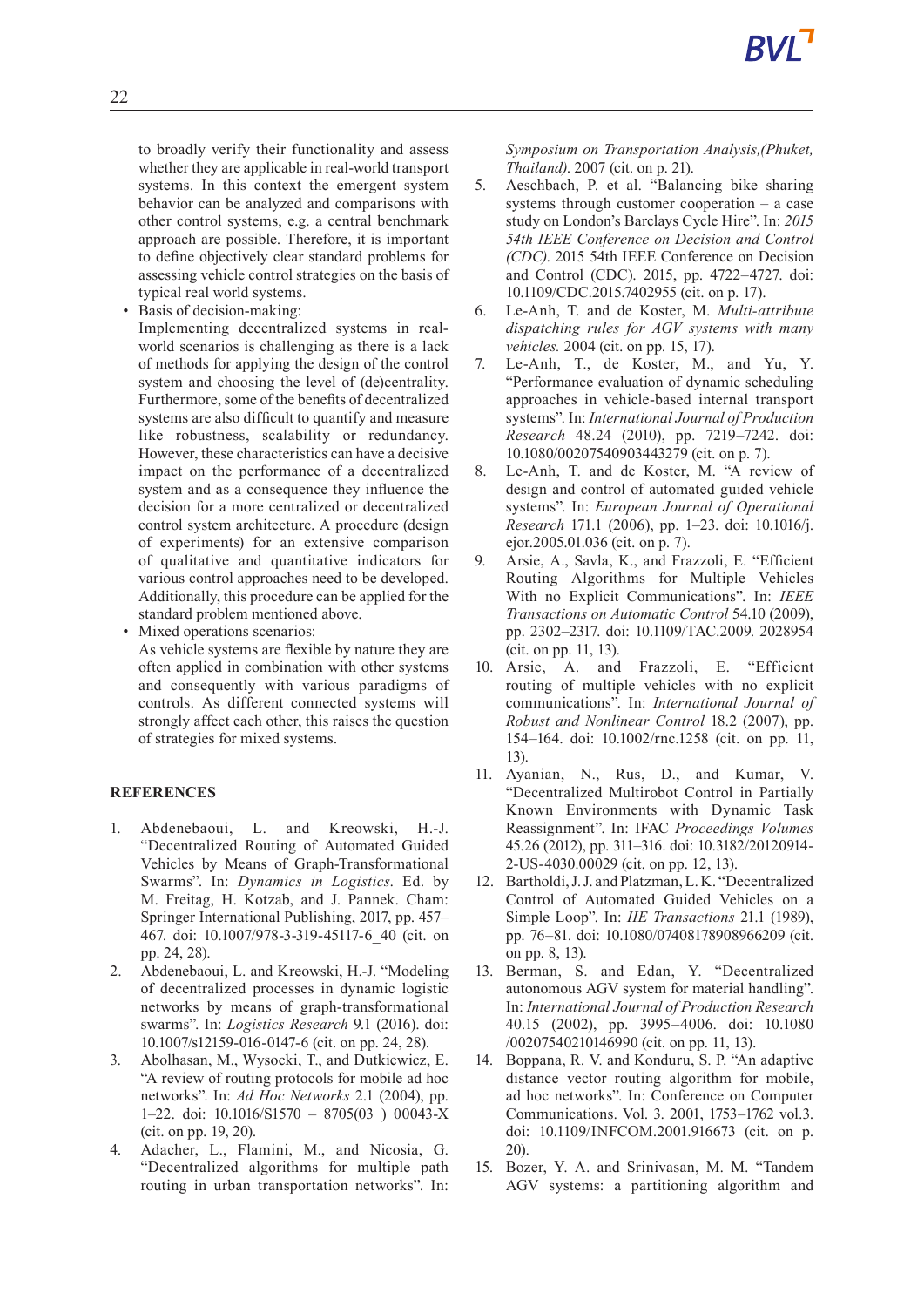to broadly verify their functionality and assess whether they are applicable in real-world transport systems. In this context the emergent system behavior can be analyzed and comparisons with other control systems, e.g. a central benchmark approach are possible. Therefore, it is important to define objectively clear standard problems for assessing vehicle control strategies on the basis of typical real world systems.

- Basis of decision-making:
  Implementing decentralized systems in real-world scenarios is challenging as there is a lack of methods for applying the design of the control system and choosing the level of (de)centrality. Furthermore, some of the benefits of decentralized systems are also difficult to quantify and measure like robustness, scalability or redundancy. However, these characteristics can have a decisive impact on the performance of a decentralized system and as a consequence they influence the decision for a more centralized or decentralized control system architecture. A procedure (design of experiments) for an extensive comparison of qualitative and quantitative indicators for various control approaches need to be developed. Additionally, this procedure can be applied for the standard problem mentioned above.
- Mixed operations scenarios:
  As vehicle systems are flexible by nature they are often applied in combination with other systems and consequently with various paradigms of controls. As different connected systems will strongly affect each other, this raises the question of strategies for mixed systems.

## REFERENCES

1. Abdenebaoui, L. and Kreowski, H.-J. "Decentralized Routing of Automated Guided Vehicles by Means of Graph-Transformational Swarms". In: *Dynamics in Logistics*. Ed. by M. Freitag, H. Kotzab, and J. Pannek. Cham: Springer International Publishing, 2017, pp. 457–467. doi: 10.1007/978-3-319-45117-6_40 (cit. on pp. 24, 28).
2. Abdenebaoui, L. and Kreowski, H.-J. "Modeling of decentralized processes in dynamic logistic networks by means of graph-transformational swarms". In: *Logistics Research* 9.1 (2016). doi: 10.1007/s12159-016-0147-6 (cit. on pp. 24, 28).
3. Abolhasan, M., Wysocki, T., and Dutkiewicz, E. "A review of routing protocols for mobile ad hoc networks". In: *Ad Hoc Networks* 2.1 (2004), pp. 1–22. doi: 10.1016/S1570 – 8705(03 ) 00043-X (cit. on pp. 19, 20).
4. Adacher, L., Flamini, M., and Nicosia, G. "Decentralized algorithms for multiple path routing in urban transportation networks". In: *Symposium on Transportation Analysis,(Phuket, Thailand)*. 2007 (cit. on p. 21).
5. Aeschbach, P. et al. "Balancing bike sharing systems through customer cooperation – a case study on London's Barclays Cycle Hire". In: *2015 54th IEEE Conference on Decision and Control (CDC)*. 2015 54th IEEE Conference on Decision and Control (CDC). 2015, pp. 4722–4727. doi: 10.1109/CDC.2015.7402955 (cit. on p. 17).
6. Le-Anh, T. and de Koster, M. *Multi-attribute dispatching rules for AGV systems with many vehicles.* 2004 (cit. on pp. 15, 17).
7. Le-Anh, T., de Koster, M., and Yu, Y. "Performance evaluation of dynamic scheduling approaches in vehicle-based internal transport systems". In: *International Journal of Production Research* 48.24 (2010), pp. 7219–7242. doi: 10.1080/00207540903443279 (cit. on p. 7).
8. Le-Anh, T. and de Koster, M. "A review of design and control of automated guided vehicle systems". In: *European Journal of Operational Research* 171.1 (2006), pp. 1–23. doi: 10.1016/j.ejor.2005.01.036 (cit. on p. 7).
9. Arsie, A., Savla, K., and Frazzoli, E. "Efficient Routing Algorithms for Multiple Vehicles With no Explicit Communications". In: *IEEE Transactions on Automatic Control* 54.10 (2009), pp. 2302–2317. doi: 10.1109/TAC.2009. 2028954 (cit. on pp. 11, 13).
10. Arsie, A. and Frazzoli, E. "Efficient routing of multiple vehicles with no explicit communications". In: *International Journal of Robust and Nonlinear Control* 18.2 (2007), pp. 154–164. doi: 10.1002/rnc.1258 (cit. on pp. 11, 13).
11. Ayanian, N., Rus, D., and Kumar, V. "Decentralized Multirobot Control in Partially Known Environments with Dynamic Task Reassignment". In: IFAC *Proceedings Volumes* 45.26 (2012), pp. 311–316. doi: 10.3182/20120914-2-US-4030.00029 (cit. on pp. 12, 13).
12. Bartholdi, J. J. and Platzman, L. K. "Decentralized Control of Automated Guided Vehicles on a Simple Loop". In: *IIE Transactions* 21.1 (1989), pp. 76–81. doi: 10.1080/07408178908966209 (cit. on pp. 8, 13).
13. Berman, S. and Edan, Y. "Decentralized autonomous AGV system for material handling". In: *International Journal of Production Research* 40.15 (2002), pp. 3995–4006. doi: 10.1080 /00207540210146990 (cit. on pp. 11, 13).
14. Boppana, R. V. and Konduru, S. P. "An adaptive distance vector routing algorithm for mobile, ad hoc networks". In: Conference on Computer Communications. Vol. 3. 2001, 1753–1762 vol.3. doi: 10.1109/INFCOM.2001.916673 (cit. on p. 20).
15. Bozer, Y. A. and Srinivasan, M. M. "Tandem AGV systems: a partitioning algorithm and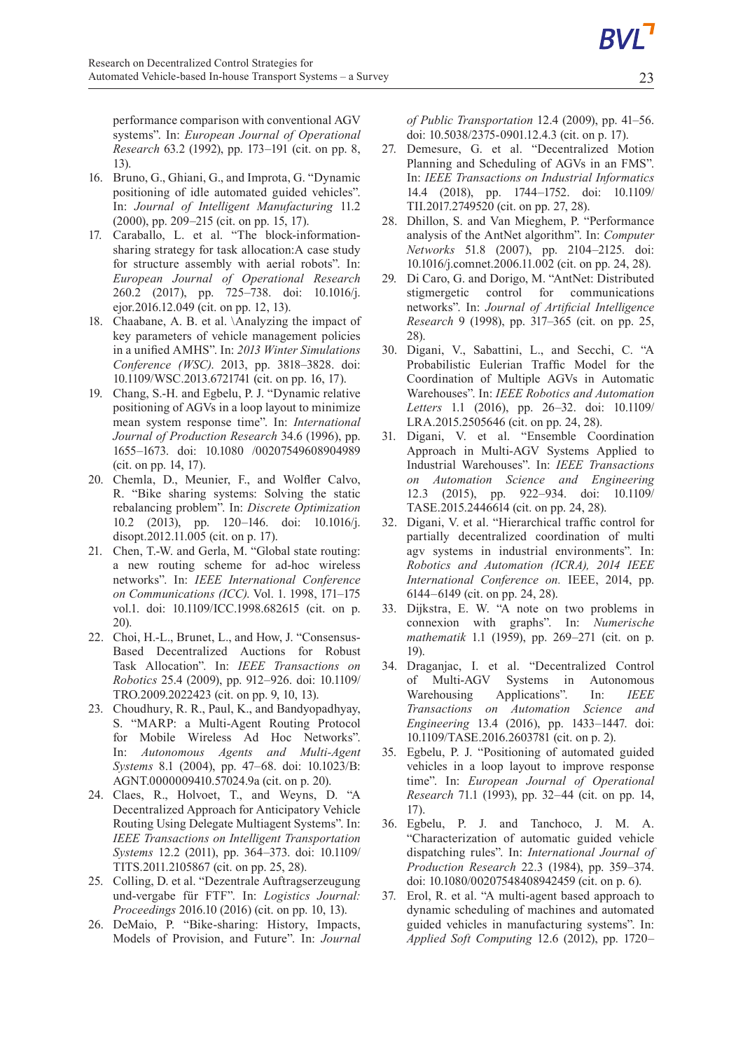performance comparison with conventional AGV systems". In: *European Journal of Operational Research* 63.2 (1992), pp. 173–191 (cit. on pp. 8, 13).

16. Bruno, G., Ghiani, G., and Improta, G. "Dynamic positioning of idle automated guided vehicles". In: *Journal of Intelligent Manufacturing* 11.2 (2000), pp. 209–215 (cit. on pp. 15, 17).
17. Caraballo, L. et al. "The block-information-sharing strategy for task allocation:A case study for structure assembly with aerial robots". In: *European Journal of Operational Research* 260.2 (2017), pp. 725–738. doi: 10.1016/j.ejor.2016.12.049 (cit. on pp. 12, 13).
18. Chaabane, A. B. et al. \Analyzing the impact of key parameters of vehicle management policies in a unified AMHS". In: *2013 Winter Simulations Conference (WSC)*. 2013, pp. 3818–3828. doi: 10.1109/WSC.2013.6721741 (cit. on pp. 16, 17).
19. Chang, S.-H. and Egbelu, P. J. "Dynamic relative positioning of AGVs in a loop layout to minimize mean system response time". In: *International Journal of Production Research* 34.6 (1996), pp. 1655–1673. doi: 10.1080 /00207549608904989 (cit. on pp. 14, 17).
20. Chemla, D., Meunier, F., and Wolfler Calvo, R. "Bike sharing systems: Solving the static rebalancing problem". In: *Discrete Optimization* 10.2 (2013), pp. 120–146. doi: 10.1016/j.disopt.2012.11.005 (cit. on p. 17).
21. Chen, T.-W. and Gerla, M. "Global state routing: a new routing scheme for ad-hoc wireless networks". In: *IEEE International Conference on Communications (ICC).* Vol. 1. 1998, 171–175 vol.1. doi: 10.1109/ICC.1998.682615 (cit. on p. 20).
22. Choi, H.-L., Brunet, L., and How, J. "Consensus-Based Decentralized Auctions for Robust Task Allocation". In: *IEEE Transactions on Robotics* 25.4 (2009), pp. 912–926. doi: 10.1109/TRO.2009.2022423 (cit. on pp. 9, 10, 13).
23. Choudhury, R. R., Paul, K., and Bandyopadhyay, S. "MARP: a Multi-Agent Routing Protocol for Mobile Wireless Ad Hoc Networks". In: *Autonomous Agents and Multi-Agent Systems* 8.1 (2004), pp. 47–68. doi: 10.1023/B:AGNT.0000009410.57024.9a (cit. on p. 20).
24. Claes, R., Holvoet, T., and Weyns, D. "A Decentralized Approach for Anticipatory Vehicle Routing Using Delegate Multiagent Systems". In: *IEEE Transactions on Intelligent Transportation Systems* 12.2 (2011), pp. 364–373. doi: 10.1109/TITS.2011.2105867 (cit. on pp. 25, 28).
25. Colling, D. et al. "Dezentrale Auftragserzeugung und-vergabe für FTF". In: *Logistics Journal: Proceedings* 2016.10 (2016) (cit. on pp. 10, 13).
26. DeMaio, P. "Bike-sharing: History, Impacts, Models of Provision, and Future". In: *Journal of Public Transportation* 12.4 (2009), pp. 41–56. doi: 10.5038/2375-0901.12.4.3 (cit. on p. 17).
27. Demesure, G. et al. "Decentralized Motion Planning and Scheduling of AGVs in an FMS". In: *IEEE Transactions on Industrial Informatics* 14.4 (2018), pp. 1744–1752. doi: 10.1109/TII.2017.2749520 (cit. on pp. 27, 28).
28. Dhillon, S. and Van Mieghem, P. "Performance analysis of the AntNet algorithm". In: *Computer Networks* 51.8 (2007), pp. 2104–2125. doi: 10.1016/j.comnet.2006.11.002 (cit. on pp. 24, 28).
29. Di Caro, G. and Dorigo, M. "AntNet: Distributed stigmergetic control for communications networks". In: *Journal of Artificial Intelligence Research* 9 (1998), pp. 317–365 (cit. on pp. 25, 28).
30. Digani, V., Sabattini, L., and Secchi, C. "A Probabilistic Eulerian Traffic Model for the Coordination of Multiple AGVs in Automatic Warehouses". In: *IEEE Robotics and Automation Letters* 1.1 (2016), pp. 26–32. doi: 10.1109/LRA.2015.2505646 (cit. on pp. 24, 28).
31. Digani, V. et al. "Ensemble Coordination Approach in Multi-AGV Systems Applied to Industrial Warehouses". In: *IEEE Transactions on Automation Science and Engineering* 12.3 (2015), pp. 922–934. doi: 10.1109/TASE.2015.2446614 (cit. on pp. 24, 28).
32. Digani, V. et al. "Hierarchical traffic control for partially decentralized coordination of multi agv systems in industrial environments". In: *Robotics and Automation (ICRA), 2014 IEEE International Conference on.* IEEE, 2014, pp. 6144–6149 (cit. on pp. 24, 28).
33. Dijkstra, E. W. "A note on two problems in connexion with graphs". In: *Numerische mathematik* 1.1 (1959), pp. 269–271 (cit. on p. 19).
34. Draganjac, I. et al. "Decentralized Control of Multi-AGV Systems in Autonomous Warehousing Applications". In: *IEEE Transactions on Automation Science and Engineering* 13.4 (2016), pp. 1433–1447. doi: 10.1109/TASE.2016.2603781 (cit. on p. 2).
35. Egbelu, P. J. "Positioning of automated guided vehicles in a loop layout to improve response time". In: *European Journal of Operational Research* 71.1 (1993), pp. 32–44 (cit. on pp. 14, 17).
36. Egbelu, P. J. and Tanchoco, J. M. A. "Characterization of automatic guided vehicle dispatching rules". In: *International Journal of Production Research* 22.3 (1984), pp. 359–374. doi: 10.1080/00207548408942459 (cit. on p. 6).
37. Erol, R. et al. "A multi-agent based approach to dynamic scheduling of machines and automated guided vehicles in manufacturing systems". In: *Applied Soft Computing* 12.6 (2012), pp. 1720–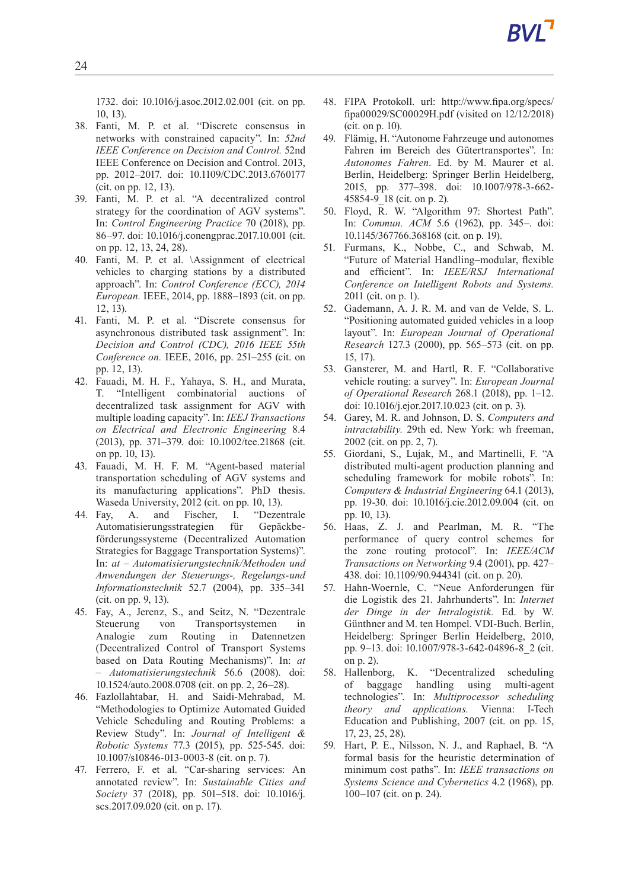1732. doi: 10.1016/j.asoc.2012.02.001 (cit. on pp. 10, 13).

38. Fanti, M. P. et al. "Discrete consensus in networks with constrained capacity". In: *52nd IEEE Conference on Decision and Control.* 52nd IEEE Conference on Decision and Control. 2013, pp. 2012–2017. doi: 10.1109/CDC.2013.6760177 (cit. on pp. 12, 13).
39. Fanti, M. P. et al. "A decentralized control strategy for the coordination of AGV systems". In: *Control Engineering Practice* 70 (2018), pp. 86–97. doi: 10.1016/j.conengprac.2017.10.001 (cit. on pp. 12, 13, 24, 28).
40. Fanti, M. P. et al. \Assignment of electrical vehicles to charging stations by a distributed approach". In: *Control Conference (ECC), 2014 European.* IEEE, 2014, pp. 1888–1893 (cit. on pp. 12, 13).
41. Fanti, M. P. et al. "Discrete consensus for asynchronous distributed task assignment". In: *Decision and Control (CDC), 2016 IEEE 55th Conference on.* IEEE, 2016, pp. 251–255 (cit. on pp. 12, 13).
42. Fauadi, M. H. F., Yahaya, S. H., and Murata, T. "Intelligent combinatorial auctions of decentralized task assignment for AGV with multiple loading capacity". In: *IEEJ Transactions on Electrical and Electronic Engineering* 8.4 (2013), pp. 371–379. doi: 10.1002/tee.21868 (cit. on pp. 10, 13).
43. Fauadi, M. H. F. M. "Agent-based material transportation scheduling of AGV systems and its manufacturing applications". PhD thesis. Waseda University, 2012 (cit. on pp. 10, 13).
44. Fay, A. and Fischer, I. "Dezentrale Automatisierungsstrategien für Gepäckbeförderungssysteme (Decentralized Automation Strategies for Baggage Transportation Systems)". In: *at – Automatisierungstechnik/Methoden und Anwendungen der Steuerungs-, Regelungs-und Informationstechnik* 52.7 (2004), pp. 335–341 (cit. on pp. 9, 13).
45. Fay, A., Jerenz, S., and Seitz, N. "Dezentrale Steuerung von Transportsystemen in Analogie zum Routing in Datennetzen (Decentralized Control of Transport Systems based on Data Routing Mechanisms)". In: *at – Automatisierungstechnik* 56.6 (2008). doi: 10.1524/auto.2008.0708 (cit. on pp. 2, 26–28).
46. Fazlollahtabar, H. and Saidi-Mehrabad, M. "Methodologies to Optimize Automated Guided Vehicle Scheduling and Routing Problems: a Review Study". In: *Journal of Intelligent & Robotic Systems* 77.3 (2015), pp. 525-545. doi: 10.1007/s10846-013-0003-8 (cit. on p. 7).
47. Ferrero, F. et al. "Car-sharing services: An annotated review". In: *Sustainable Cities and Society* 37 (2018), pp. 501–518. doi: 10.1016/j.scs.2017.09.020 (cit. on p. 17).
48. FIPA Protokoll. url: http://www.fipa.org/specs/fipa00029/SC00029H.pdf (visited on 12/12/2018) (cit. on p. 10).
49. Flämig, H. "Autonome Fahrzeuge und autonomes Fahren im Bereich des Gütertransportes". In: *Autonomes Fahren*. Ed. by M. Maurer et al. Berlin, Heidelberg: Springer Berlin Heidelberg, 2015, pp. 377–398. doi: 10.1007/978-3-662-45854-9_18 (cit. on p. 2).
50. Floyd, R. W. "Algorithm 97: Shortest Path". In: *Commun. ACM* 5.6 (1962), pp. 345–. doi: 10.1145/367766.368168 (cit. on p. 19).
51. Furmans, K., Nobbe, C., and Schwab, M. "Future of Material Handling–modular, flexible and efficient". In: *IEEE/RSJ International Conference on Intelligent Robots and Systems.* 2011 (cit. on p. 1).
52. Gademann, A. J. R. M. and van de Velde, S. L. "Positioning automated guided vehicles in a loop layout". In: *European Journal of Operational Research* 127.3 (2000), pp. 565–573 (cit. on pp. 15, 17).
53. Gansterer, M. and Hartl, R. F. "Collaborative vehicle routing: a survey". In: *European Journal of Operational Research* 268.1 (2018), pp. 1–12. doi: 10.1016/j.ejor.2017.10.023 (cit. on p. 3).
54. Garey, M. R. and Johnson, D. S. *Computers and intractability.* 29th ed. New York: wh freeman, 2002 (cit. on pp. 2, 7).
55. Giordani, S., Lujak, M., and Martinelli, F. "A distributed multi-agent production planning and scheduling framework for mobile robots". In: *Computers & Industrial Engineering* 64.1 (2013), pp. 19-30. doi: 10.1016/j.cie.2012.09.004 (cit. on pp. 10, 13).
56. Haas, Z. J. and Pearlman, M. R. "The performance of query control schemes for the zone routing protocol". In: *IEEE/ACM Transactions on Networking* 9.4 (2001), pp. 427–438. doi: 10.1109/90.944341 (cit. on p. 20).
57. Hahn-Woernle, C. "Neue Anforderungen für die Logistik des 21. Jahrhunderts". In: *Internet der Dinge in der Intralogistik.* Ed. by W. Günthner and M. ten Hompel. VDI-Buch. Berlin, Heidelberg: Springer Berlin Heidelberg, 2010, pp. 9–13. doi: 10.1007/978-3-642-04896-8_2 (cit. on p. 2).
58. Hallenborg, K. "Decentralized scheduling of baggage handling using multi-agent technologies". In: *Multiprocessor scheduling theory and applications.* Vienna: I-Tech Education and Publishing, 2007 (cit. on pp. 15, 17, 23, 25, 28).
59. Hart, P. E., Nilsson, N. J., and Raphael, B. "A formal basis for the heuristic determination of minimum cost paths". In: *IEEE transactions on Systems Science and Cybernetics* 4.2 (1968), pp. 100–107 (cit. on p. 24).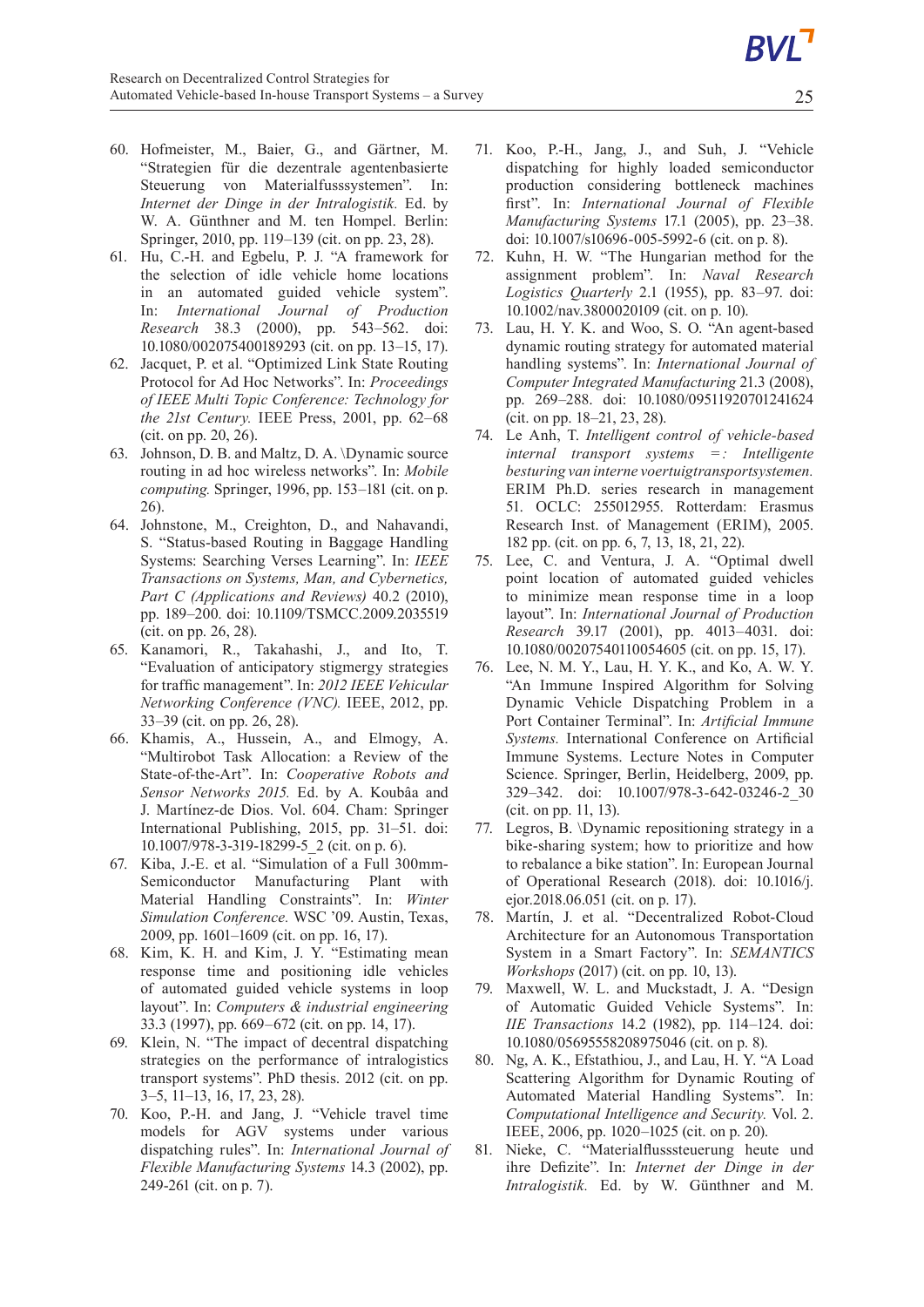60. Hofmeister, M., Baier, G., and Gärtner, M. "Strategien für die dezentrale agentenbasierte Steuerung von Materialfusssystemen". In: *Internet der Dinge in der Intralogistik.* Ed. by W. A. Günthner and M. ten Hompel. Berlin: Springer, 2010, pp. 119–139 (cit. on pp. 23, 28).
61. Hu, C.-H. and Egbelu, P. J. "A framework for the selection of idle vehicle home locations in an automated guided vehicle system". In: *International Journal of Production Research* 38.3 (2000), pp. 543–562. doi: 10.1080/002075400189293 (cit. on pp. 13–15, 17).
62. Jacquet, P. et al. "Optimized Link State Routing Protocol for Ad Hoc Networks". In: *Proceedings of IEEE Multi Topic Conference: Technology for the 21st Century.* IEEE Press, 2001, pp. 62–68 (cit. on pp. 20, 26).
63. Johnson, D. B. and Maltz, D. A. \Dynamic source routing in ad hoc wireless networks". In: *Mobile computing.* Springer, 1996, pp. 153–181 (cit. on p. 26).
64. Johnstone, M., Creighton, D., and Nahavandi, S. "Status-based Routing in Baggage Handling Systems: Searching Verses Learning". In: *IEEE Transactions on Systems, Man, and Cybernetics, Part C (Applications and Reviews)* 40.2 (2010), pp. 189–200. doi: 10.1109/TSMCC.2009.2035519 (cit. on pp. 26, 28).
65. Kanamori, R., Takahashi, J., and Ito, T. "Evaluation of anticipatory stigmergy strategies for traffic management". In: *2012 IEEE Vehicular Networking Conference (VNC).* IEEE, 2012, pp. 33–39 (cit. on pp. 26, 28).
66. Khamis, A., Hussein, A., and Elmogy, A. "Multirobot Task Allocation: a Review of the State-of-the-Art". In: *Cooperative Robots and Sensor Networks 2015.* Ed. by A. Koubâa and J. Martínez-de Dios. Vol. 604. Cham: Springer International Publishing, 2015, pp. 31–51. doi: 10.1007/978-3-319-18299-5_2 (cit. on p. 6).
67. Kiba, J.-E. et al. "Simulation of a Full 300mm-Semiconductor Manufacturing Plant with Material Handling Constraints". In: *Winter Simulation Conference.* WSC '09. Austin, Texas, 2009, pp. 1601–1609 (cit. on pp. 16, 17).
68. Kim, K. H. and Kim, J. Y. "Estimating mean response time and positioning idle vehicles of automated guided vehicle systems in loop layout". In: *Computers & industrial engineering* 33.3 (1997), pp. 669–672 (cit. on pp. 14, 17).
69. Klein, N. "The impact of decentral dispatching strategies on the performance of intralogistics transport systems". PhD thesis. 2012 (cit. on pp. 3–5, 11–13, 16, 17, 23, 28).
70. Koo, P.-H. and Jang, J. "Vehicle travel time models for AGV systems under various dispatching rules". In: *International Journal of Flexible Manufacturing Systems* 14.3 (2002), pp. 249-261 (cit. on p. 7).
71. Koo, P.-H., Jang, J., and Suh, J. "Vehicle dispatching for highly loaded semiconductor production considering bottleneck machines first". In: *International Journal of Flexible Manufacturing Systems* 17.1 (2005), pp. 23–38. doi: 10.1007/s10696-005-5992-6 (cit. on p. 8).
72. Kuhn, H. W. "The Hungarian method for the assignment problem". In: *Naval Research Logistics Quarterly* 2.1 (1955), pp. 83–97. doi: 10.1002/nav.3800020109 (cit. on p. 10).
73. Lau, H. Y. K. and Woo, S. O. "An agent-based dynamic routing strategy for automated material handling systems". In: *International Journal of Computer Integrated Manufacturing* 21.3 (2008), pp. 269–288. doi: 10.1080/09511920701241624 (cit. on pp. 18–21, 23, 28).
74. Le Anh, T. *Intelligent control of vehicle-based internal transport systems =: Intelligente besturing van interne voertuigtransportsystemen.* ERIM Ph.D. series research in management 51. OCLC: 255012955. Rotterdam: Erasmus Research Inst. of Management (ERIM), 2005. 182 pp. (cit. on pp. 6, 7, 13, 18, 21, 22).
75. Lee, C. and Ventura, J. A. "Optimal dwell point location of automated guided vehicles to minimize mean response time in a loop layout". In: *International Journal of Production Research* 39.17 (2001), pp. 4013–4031. doi: 10.1080/00207540110054605 (cit. on pp. 15, 17).
76. Lee, N. M. Y., Lau, H. Y. K., and Ko, A. W. Y. "An Immune Inspired Algorithm for Solving Dynamic Vehicle Dispatching Problem in a Port Container Terminal". In: *Artificial Immune Systems.* International Conference on Artificial Immune Systems. Lecture Notes in Computer Science. Springer, Berlin, Heidelberg, 2009, pp. 329–342. doi: 10.1007/978-3-642-03246-2_30 (cit. on pp. 11, 13).
77. Legros, B. \Dynamic repositioning strategy in a bike-sharing system; how to prioritize and how to rebalance a bike station". In: European Journal of Operational Research (2018). doi: 10.1016/j.ejor.2018.06.051 (cit. on p. 17).
78. Martín, J. et al. "Decentralized Robot-Cloud Architecture for an Autonomous Transportation System in a Smart Factory". In: *SEMANTICS Workshops* (2017) (cit. on pp. 10, 13).
79. Maxwell, W. L. and Muckstadt, J. A. "Design of Automatic Guided Vehicle Systems". In: *IIE Transactions* 14.2 (1982), pp. 114–124. doi: 10.1080/05695558208975046 (cit. on p. 8).
80. Ng, A. K., Efstathiou, J., and Lau, H. Y. "A Load Scattering Algorithm for Dynamic Routing of Automated Material Handling Systems". In: *Computational Intelligence and Security.* Vol. 2. IEEE, 2006, pp. 1020–1025 (cit. on p. 20).
81. Nieke, C. "Materialflusssteuerung heute und ihre Defizite". In: *Internet der Dinge in der Intralogistik.* Ed. by W. Günthner and M.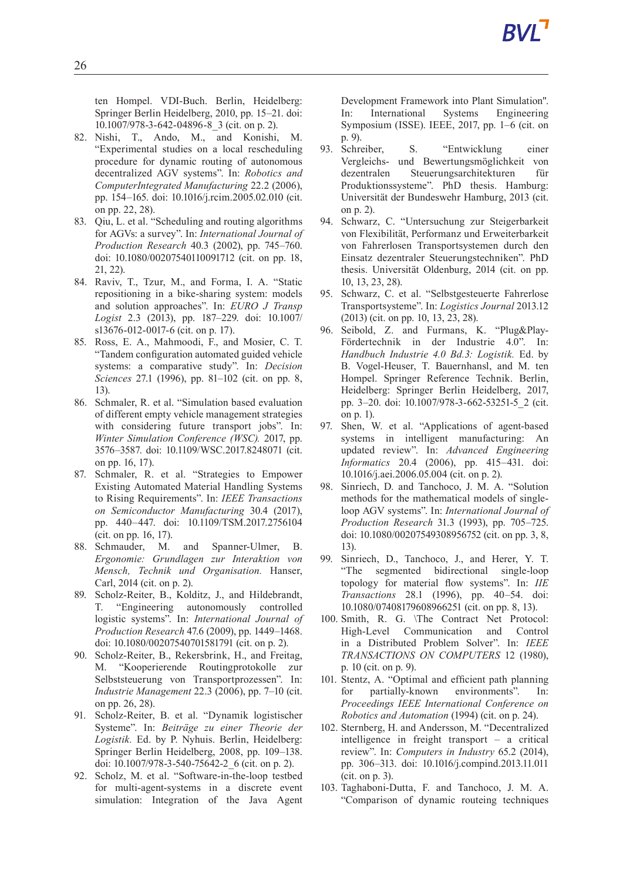ten Hompel. VDI-Buch. Berlin, Heidelberg: Springer Berlin Heidelberg, 2010, pp. 15–21. doi: 10.1007/978-3-642-04896-8_3 (cit. on p. 2).

82. Nishi, T., Ando, M., and Konishi, M. "Experimental studies on a local rescheduling procedure for dynamic routing of autonomous decentralized AGV systems". In: *Robotics and ComputerIntegrated Manufacturing* 22.2 (2006), pp. 154–165. doi: 10.1016/j.rcim.2005.02.010 (cit. on pp. 22, 28).
83. Qiu, L. et al. "Scheduling and routing algorithms for AGVs: a survey". In: *International Journal of Production Research* 40.3 (2002), pp. 745–760. doi: 10.1080/00207540110091712 (cit. on pp. 18, 21, 22).
84. Raviv, T., Tzur, M., and Forma, I. A. "Static repositioning in a bike-sharing system: models and solution approaches". In: *EURO J Transp Logist* 2.3 (2013), pp. 187–229. doi: 10.1007/s13676-012-0017-6 (cit. on p. 17).
85. Ross, E. A., Mahmoodi, F., and Mosier, C. T. "Tandem configuration automated guided vehicle systems: a comparative study". In: *Decision Sciences* 27.1 (1996), pp. 81–102 (cit. on pp. 8, 13).
86. Schmaler, R. et al. "Simulation based evaluation of different empty vehicle management strategies with considering future transport jobs". In: *Winter Simulation Conference (WSC).* 2017, pp. 3576–3587. doi: 10.1109/WSC.2017.8248071 (cit. on pp. 16, 17).
87. Schmaler, R. et al. "Strategies to Empower Existing Automated Material Handling Systems to Rising Requirements". In: *IEEE Transactions on Semiconductor Manufacturing* 30.4 (2017), pp. 440–447. doi: 10.1109/TSM.2017.2756104 (cit. on pp. 16, 17).
88. Schmauder, M. and Spanner-Ulmer, B. *Ergonomie: Grundlagen zur Interaktion von Mensch, Technik und Organisation.* Hanser, Carl, 2014 (cit. on p. 2).
89. Scholz-Reiter, B., Kolditz, J., and Hildebrandt, T. "Engineering autonomously controlled logistic systems". In: *International Journal of Production Research* 47.6 (2009), pp. 1449–1468. doi: 10.1080/00207540701581791 (cit. on p. 2).
90. Scholz-Reiter, B., Rekersbrink, H., and Freitag, M. "Kooperierende Routingprotokolle zur Selbststeuerung von Transportprozessen". In: *Industrie Management* 22.3 (2006), pp. 7–10 (cit. on pp. 26, 28).
91. Scholz-Reiter, B. et al. "Dynamik logistischer Systeme". In: *Beiträge zu einer Theorie der Logistik.* Ed. by P. Nyhuis. Berlin, Heidelberg: Springer Berlin Heidelberg, 2008, pp. 109–138. doi: 10.1007/978-3-540-75642-2_6 (cit. on p. 2).
92. Scholz, M. et al. "Software-in-the-loop testbed for multi-agent-systems in a discrete event simulation: Integration of the Java Agent Development Framework into Plant Simulation". In: International Systems Engineering Symposium (ISSE). IEEE, 2017, pp. 1–6 (cit. on p. 9).
93. Schreiber, S. "Entwicklung einer Vergleichs- und Bewertungsmöglichkeit von dezentralen Steuerungsarchitekturen für Produktionssysteme". PhD thesis. Hamburg: Universität der Bundeswehr Hamburg, 2013 (cit. on p. 2).
94. Schwarz, C. "Untersuchung zur Steigerbarkeit von Flexibilität, Performanz und Erweiterbarkeit von Fahrerlosen Transportsystemen durch den Einsatz dezentraler Steuerungstechniken". PhD thesis. Universität Oldenburg, 2014 (cit. on pp. 10, 13, 23, 28).
95. Schwarz, C. et al. "Selbstgesteuerte Fahrerlose Transportsysteme". In: *Logistics Journal* 2013.12 (2013) (cit. on pp. 10, 13, 23, 28).
96. Seibold, Z. and Furmans, K. "Plug&Play-Fördertechnik in der Industrie 4.0". In: *Handbuch Industrie 4.0 Bd.3: Logistik.* Ed. by B. Vogel-Heuser, T. Bauernhansl, and M. ten Hompel. Springer Reference Technik. Berlin, Heidelberg: Springer Berlin Heidelberg, 2017, pp. 3–20. doi: 10.1007/978-3-662-53251-5_2 (cit. on p. 1).
97. Shen, W. et al. "Applications of agent-based systems in intelligent manufacturing: An updated review". In: *Advanced Engineering Informatics* 20.4 (2006), pp. 415–431. doi: 10.1016/j.aei.2006.05.004 (cit. on p. 2).
98. Sinriech, D. and Tanchoco, J. M. A. "Solution methods for the mathematical models of single-loop AGV systems". In: *International Journal of Production Research* 31.3 (1993), pp. 705–725. doi: 10.1080/00207549308956752 (cit. on pp. 3, 8, 13).
99. Sinriech, D., Tanchoco, J., and Herer, Y. T. "The segmented bidirectional single-loop topology for material flow systems". In: *IIE Transactions* 28.1 (1996), pp. 40–54. doi: 10.1080/07408179608966251 (cit. on pp. 8, 13).
100. Smith, R. G. \The Contract Net Protocol: High-Level Communication and Control in a Distributed Problem Solver". In: *IEEE TRANSACTIONS ON COMPUTERS* 12 (1980), p. 10 (cit. on p. 9).
101. Stentz, A. "Optimal and efficient path planning for partially-known environments". In: *Proceedings IEEE International Conference on Robotics and Automation* (1994) (cit. on p. 24).
102. Sternberg, H. and Andersson, M. "Decentralized intelligence in freight transport – a critical review". In: *Computers in Industry* 65.2 (2014), pp. 306–313. doi: 10.1016/j.compind.2013.11.011 (cit. on p. 3).
103. Taghaboni-Dutta, F. and Tanchoco, J. M. A. "Comparison of dynamic routeing techniques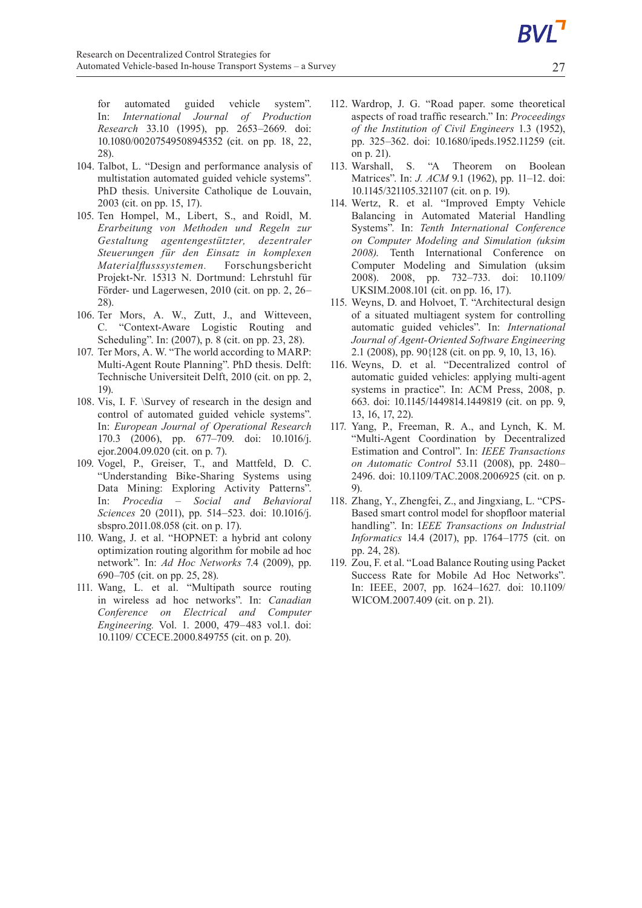for automated guided vehicle system". In: *International Journal of Production Research* 33.10 (1995), pp. 2653–2669. doi: 10.1080/00207549508945352 (cit. on pp. 18, 22, 28).

104. Talbot, L. "Design and performance analysis of multistation automated guided vehicle systems". PhD thesis. Universite Catholique de Louvain, 2003 (cit. on pp. 15, 17).
105. Ten Hompel, M., Libert, S., and Roidl, M. *Erarbeitung von Methoden und Regeln zur Gestaltung agentengestützter, dezentraler Steuerungen für den Einsatz in komplexen Materialflusssystemen.* Forschungsbericht Projekt-Nr. 15313 N. Dortmund: Lehrstuhl für Förder- und Lagerwesen, 2010 (cit. on pp. 2, 26–28).
106. Ter Mors, A. W., Zutt, J., and Witteveen, C. "Context-Aware Logistic Routing and Scheduling". In: (2007), p. 8 (cit. on pp. 23, 28).
107. Ter Mors, A. W. "The world according to MARP: Multi-Agent Route Planning". PhD thesis. Delft: Technische Universiteit Delft, 2010 (cit. on pp. 2, 19).
108. Vis, I. F. \Survey of research in the design and control of automated guided vehicle systems". In: *European Journal of Operational Research* 170.3 (2006), pp. 677–709. doi: 10.1016/j.ejor.2004.09.020 (cit. on p. 7).
109. Vogel, P., Greiser, T., and Mattfeld, D. C. "Understanding Bike-Sharing Systems using Data Mining: Exploring Activity Patterns". In: *Procedia – Social and Behavioral Sciences* 20 (2011), pp. 514–523. doi: 10.1016/j.sbspro.2011.08.058 (cit. on p. 17).
110. Wang, J. et al. "HOPNET: a hybrid ant colony optimization routing algorithm for mobile ad hoc network". In: *Ad Hoc Networks* 7.4 (2009), pp. 690–705 (cit. on pp. 25, 28).
111. Wang, L. et al. "Multipath source routing in wireless ad hoc networks". In: *Canadian Conference on Electrical and Computer Engineering.* Vol. 1. 2000, 479–483 vol.1. doi: 10.1109/ CCECE.2000.849755 (cit. on p. 20).
112. Wardrop, J. G. "Road paper. some theoretical aspects of road traffic research." In: *Proceedings of the Institution of Civil Engineers* 1.3 (1952), pp. 325–362. doi: 10.1680/ipeds.1952.11259 (cit. on p. 21).
113. Warshall, S. "A Theorem on Boolean Matrices". In: *J. ACM* 9.1 (1962), pp. 11–12. doi: 10.1145/321105.321107 (cit. on p. 19).
114. Wertz, R. et al. "Improved Empty Vehicle Balancing in Automated Material Handling Systems". In: *Tenth International Conference on Computer Modeling and Simulation (uksim 2008).* Tenth International Conference on Computer Modeling and Simulation (uksim 2008). 2008, pp. 732–733. doi: 10.1109/ UKSIM.2008.101 (cit. on pp. 16, 17).
115. Weyns, D. and Holvoet, T. "Architectural design of a situated multiagent system for controlling automatic guided vehicles". In: *International Journal of Agent-Oriented Software Engineering* 2.1 (2008), pp. 90{128 (cit. on pp. 9, 10, 13, 16).
116. Weyns, D. et al. "Decentralized control of automatic guided vehicles: applying multi-agent systems in practice". In: ACM Press, 2008, p. 663. doi: 10.1145/1449814.1449819 (cit. on pp. 9, 13, 16, 17, 22).
117. Yang, P., Freeman, R. A., and Lynch, K. M. "Multi-Agent Coordination by Decentralized Estimation and Control". In: *IEEE Transactions on Automatic Control* 53.11 (2008), pp. 2480–2496. doi: 10.1109/TAC.2008.2006925 (cit. on p. 9).
118. Zhang, Y., Zhengfei, Z., and Jingxiang, L. "CPS-Based smart control model for shopfloor material handling". In: I*EEE Transactions on Industrial Informatics* 14.4 (2017), pp. 1764–1775 (cit. on pp. 24, 28).
119. Zou, F. et al. "Load Balance Routing using Packet Success Rate for Mobile Ad Hoc Networks". In: IEEE, 2007, pp. 1624–1627. doi: 10.1109/ WICOM.2007.409 (cit. on p. 21).